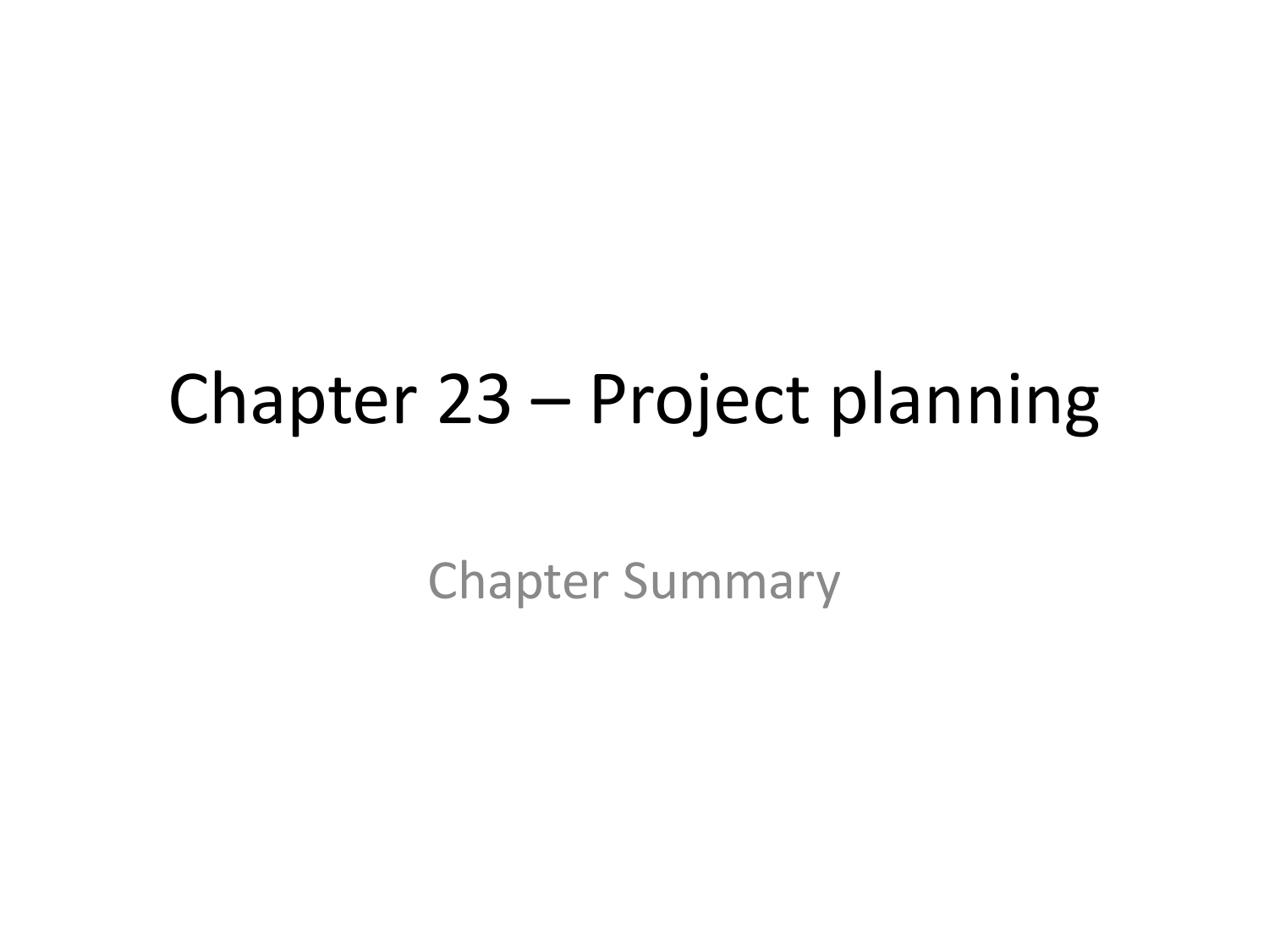# Chapter 23 – Project planning

Chapter Summary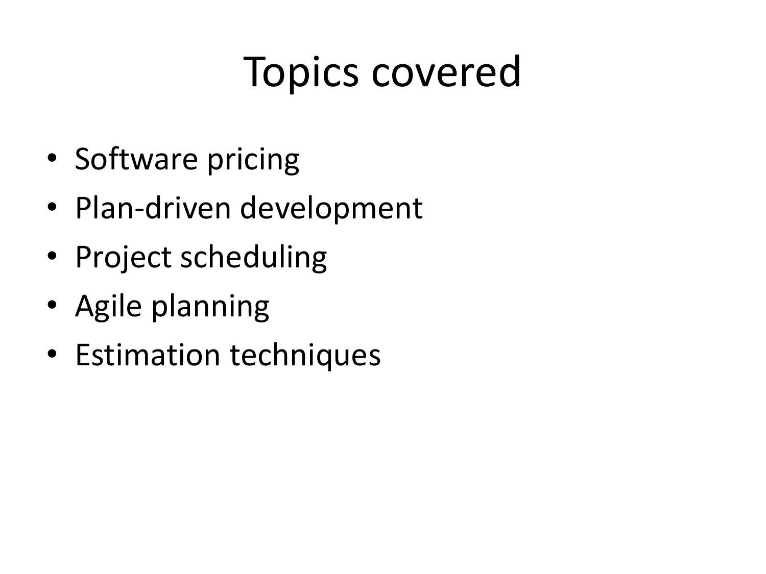# Topics covered

- Software pricing
- Plan-driven development
- Project scheduling
- Agile planning
- Estimation techniques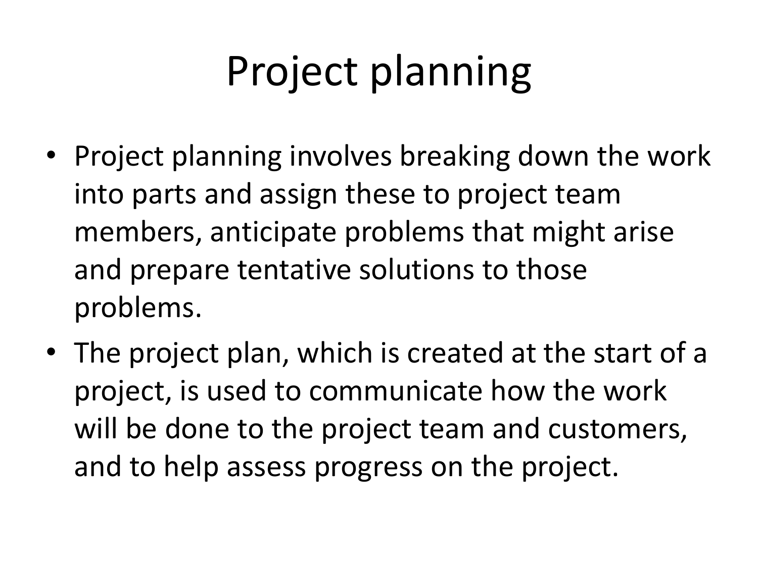# Project planning

- Project planning involves breaking down the work into parts and assign these to project team members, anticipate problems that might arise and prepare tentative solutions to those problems.
- The project plan, which is created at the start of a project, is used to communicate how the work will be done to the project team and customers, and to help assess progress on the project.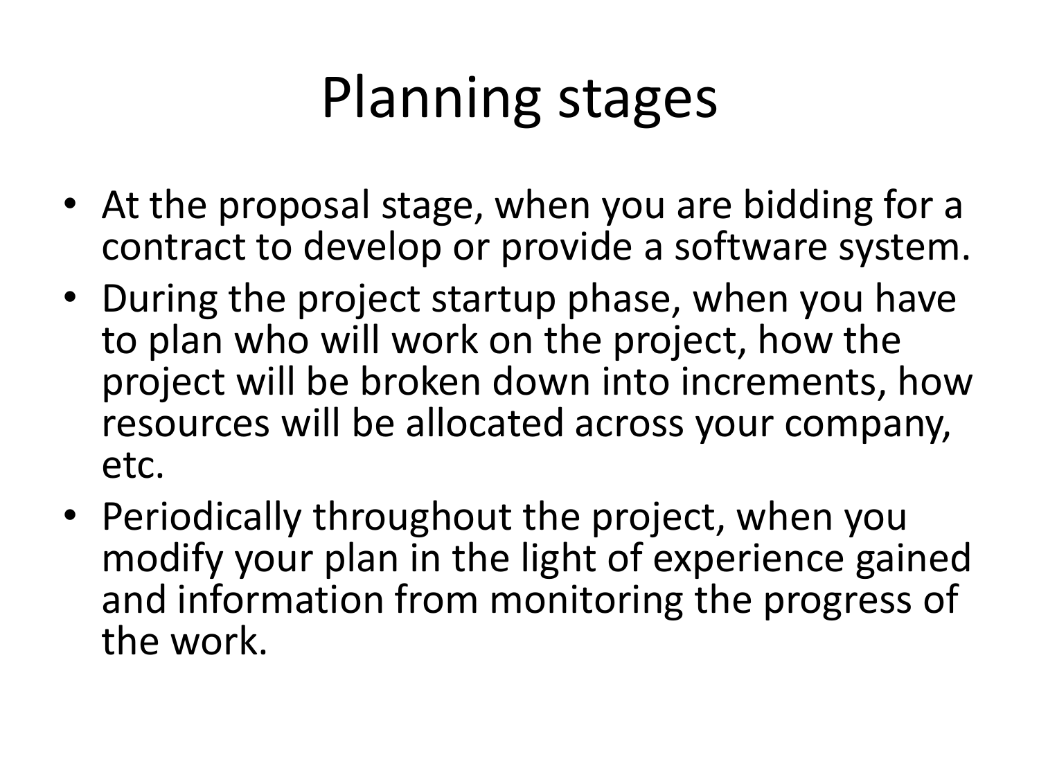# Planning stages

- At the proposal stage, when you are bidding for a contract to develop or provide a software system.
- During the project startup phase, when you have to plan who will work on the project, how the project will be broken down into increments, how resources will be allocated across your company, etc.
- Periodically throughout the project, when you modify your plan in the light of experience gained and information from monitoring the progress of the work.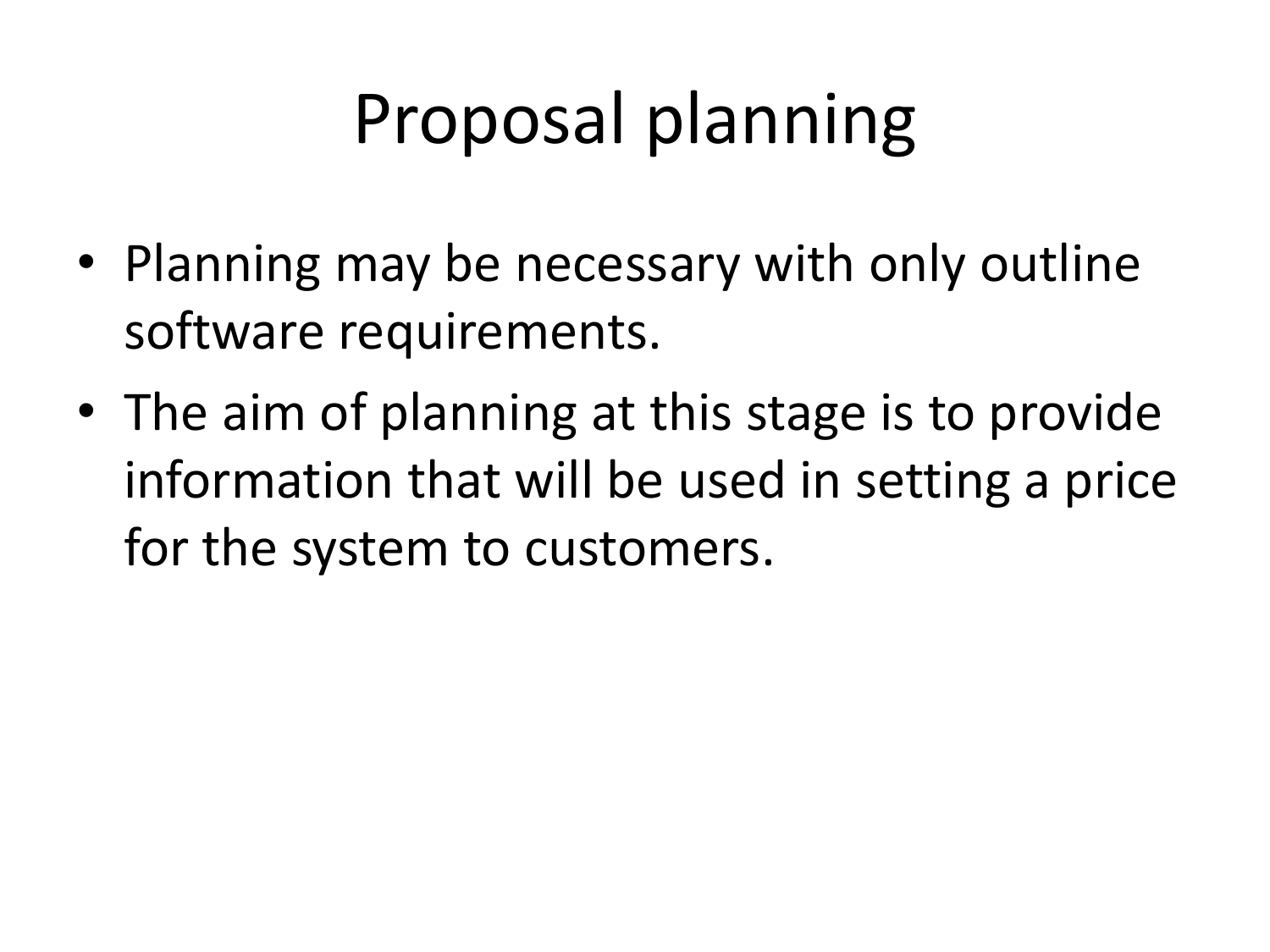# Proposal planning

- Planning may be necessary with only outline software requirements.
- The aim of planning at this stage is to provide information that will be used in setting a price for the system to customers.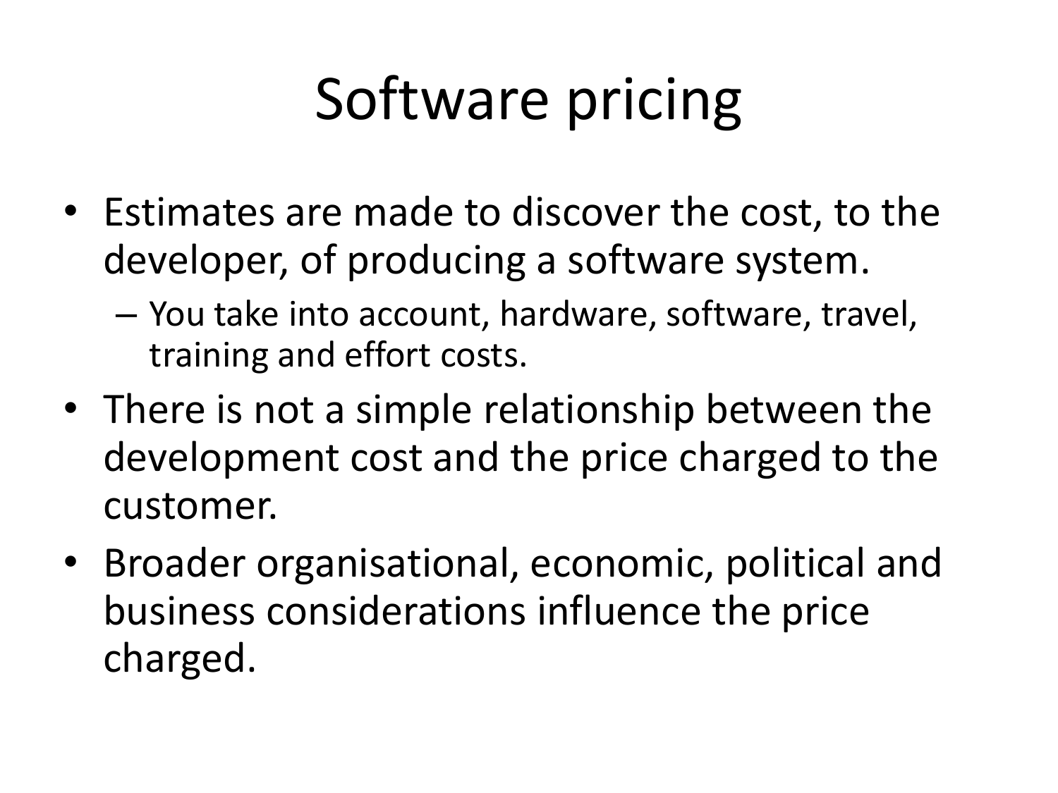# Software pricing

- Estimates are made to discover the cost, to the developer, of producing a software system.
  - You take into account, hardware, software, travel, training and effort costs.
- There is not a simple relationship between the development cost and the price charged to the customer.
- Broader organisational, economic, political and business considerations influence the price charged.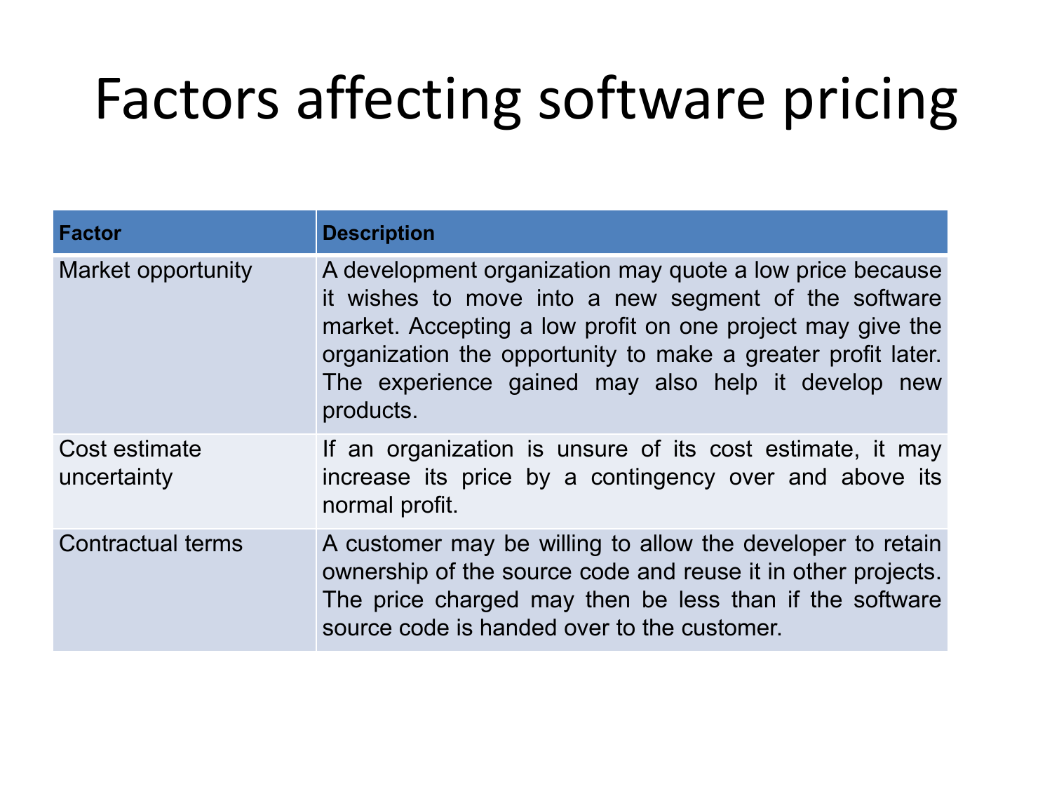# Factors affecting software pricing

| Factor | Description |
| --- | --- |
| Market opportunity | A development organization may quote a low price because it wishes to move into a new segment of the software market. Accepting a low profit on one project may give the organization the opportunity to make a greater profit later. The experience gained may also help it develop new products. |
| Cost estimate uncertainty | If an organization is unsure of its cost estimate, it may increase its price by a contingency over and above its normal profit. |
| Contractual terms | A customer may be willing to allow the developer to retain ownership of the source code and reuse it in other projects. The price charged may then be less than if the software source code is handed over to the customer. |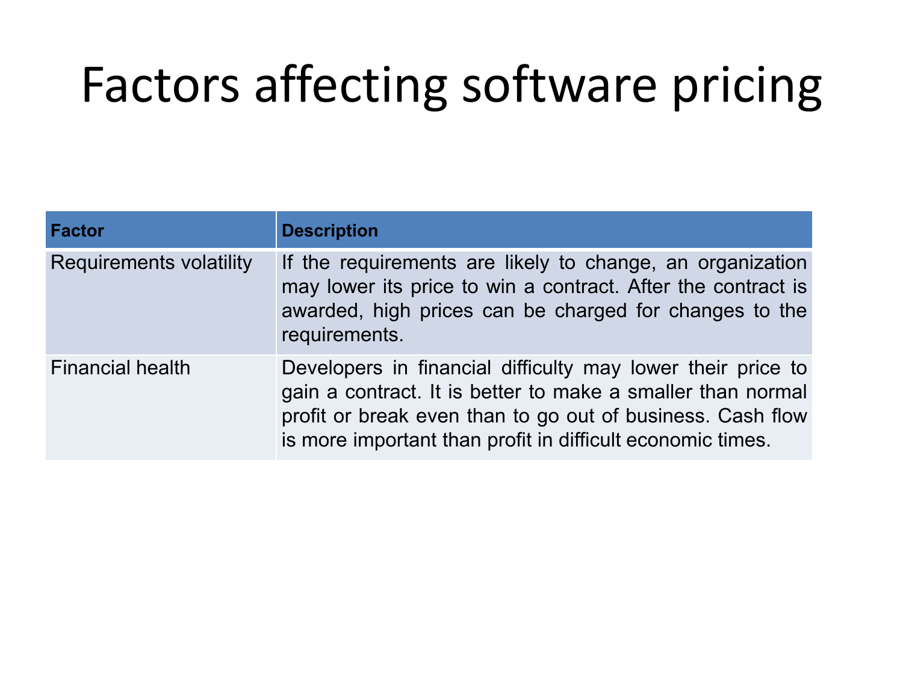# Factors affecting software pricing

| Factor | Description |
| --- | --- |
| Requirements volatility | If the requirements are likely to change, an organization may lower its price to win a contract. After the contract is awarded, high prices can be charged for changes to the requirements. |
| Financial health | Developers in financial difficulty may lower their price to gain a contract. It is better to make a smaller than normal profit or break even than to go out of business. Cash flow is more important than profit in difficult economic times. |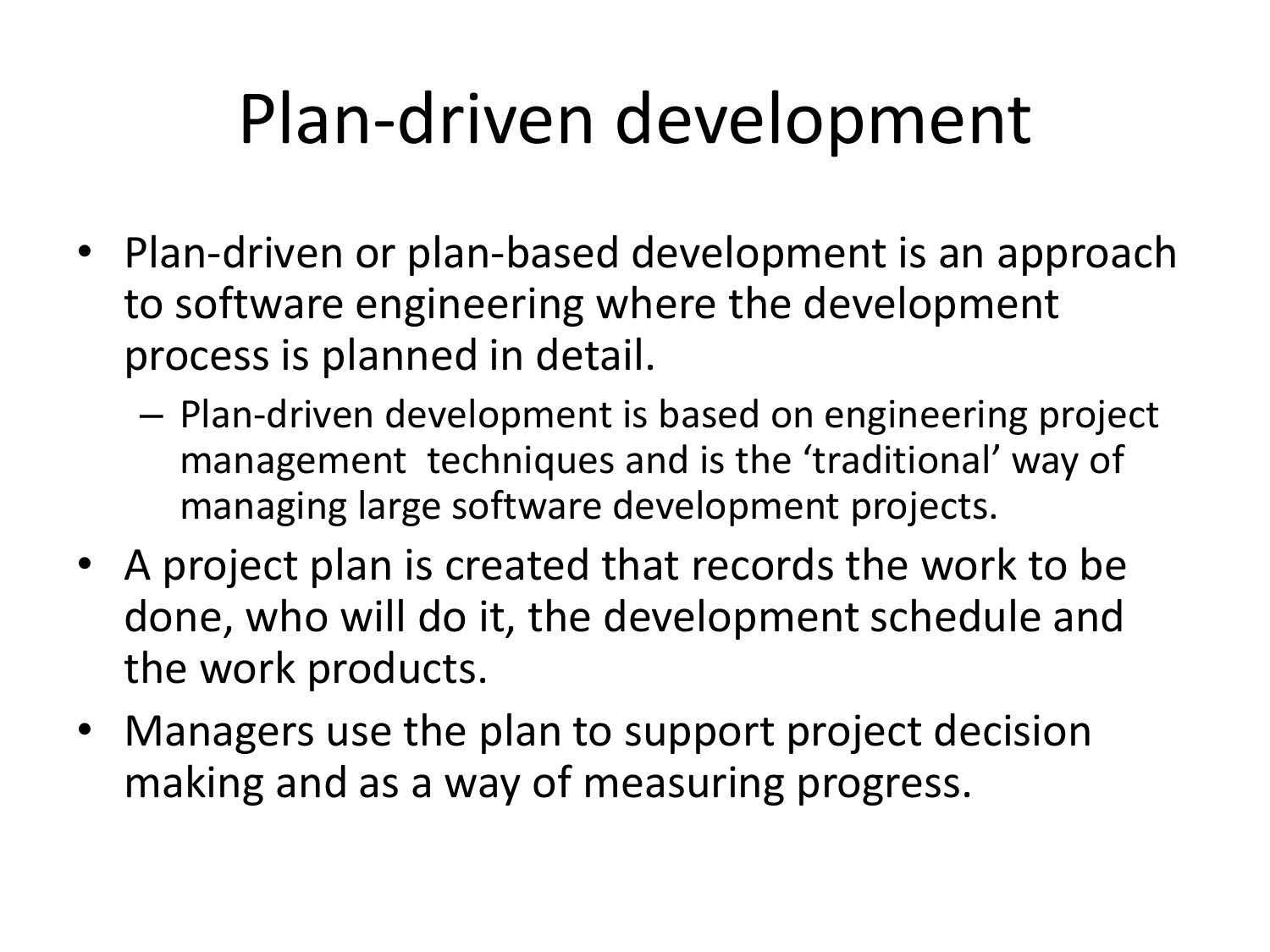# Plan-driven development

- Plan-driven or plan-based development is an approach to software engineering where the development process is planned in detail.
  - Plan-driven development is based on engineering project management techniques and is the 'traditional' way of managing large software development projects.
- A project plan is created that records the work to be done, who will do it, the development schedule and the work products.
- Managers use the plan to support project decision making and as a way of measuring progress.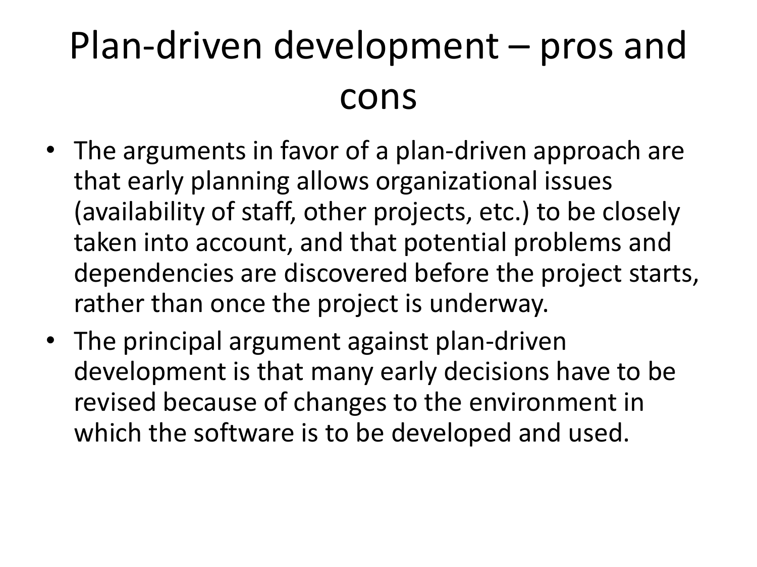# Plan-driven development – pros and cons

- The arguments in favor of a plan-driven approach are that early planning allows organizational issues (availability of staff, other projects, etc.) to be closely taken into account, and that potential problems and dependencies are discovered before the project starts, rather than once the project is underway.
- The principal argument against plan-driven development is that many early decisions have to be revised because of changes to the environment in which the software is to be developed and used.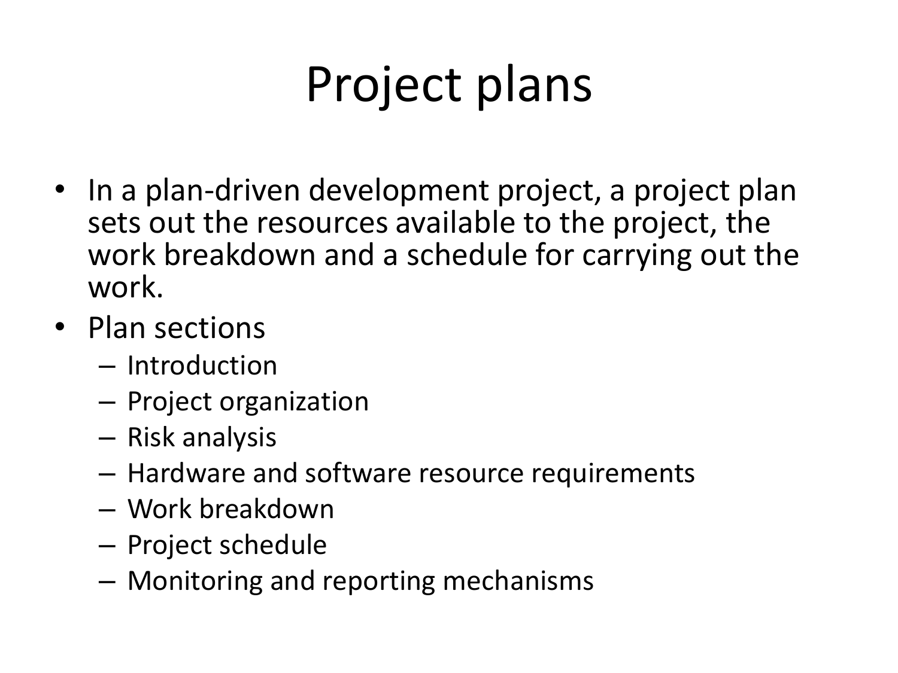# Project plans

- In a plan-driven development project, a project plan sets out the resources available to the project, the work breakdown and a schedule for carrying out the work.
- Plan sections
  - Introduction
  - Project organization
  - Risk analysis
  - Hardware and software resource requirements
  - Work breakdown
  - Project schedule
  - Monitoring and reporting mechanisms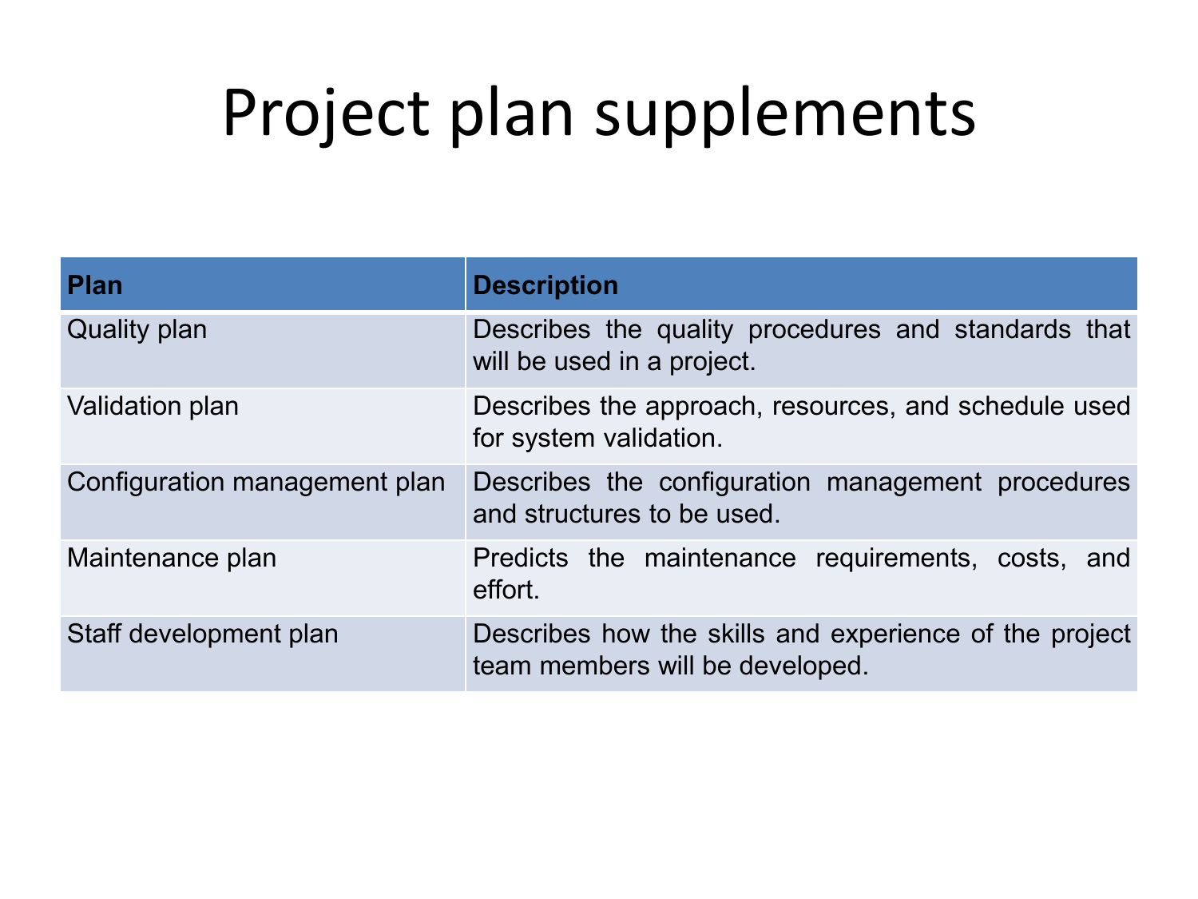# Project plan supplements

| Plan | Description |
| --- | --- |
| Quality plan | Describes the quality procedures and standards that will be used in a project. |
| Validation plan | Describes the approach, resources, and schedule used for system validation. |
| Configuration management plan | Describes the configuration management procedures and structures to be used. |
| Maintenance plan | Predicts the maintenance requirements, costs, and effort. |
| Staff development plan | Describes how the skills and experience of the project team members will be developed. |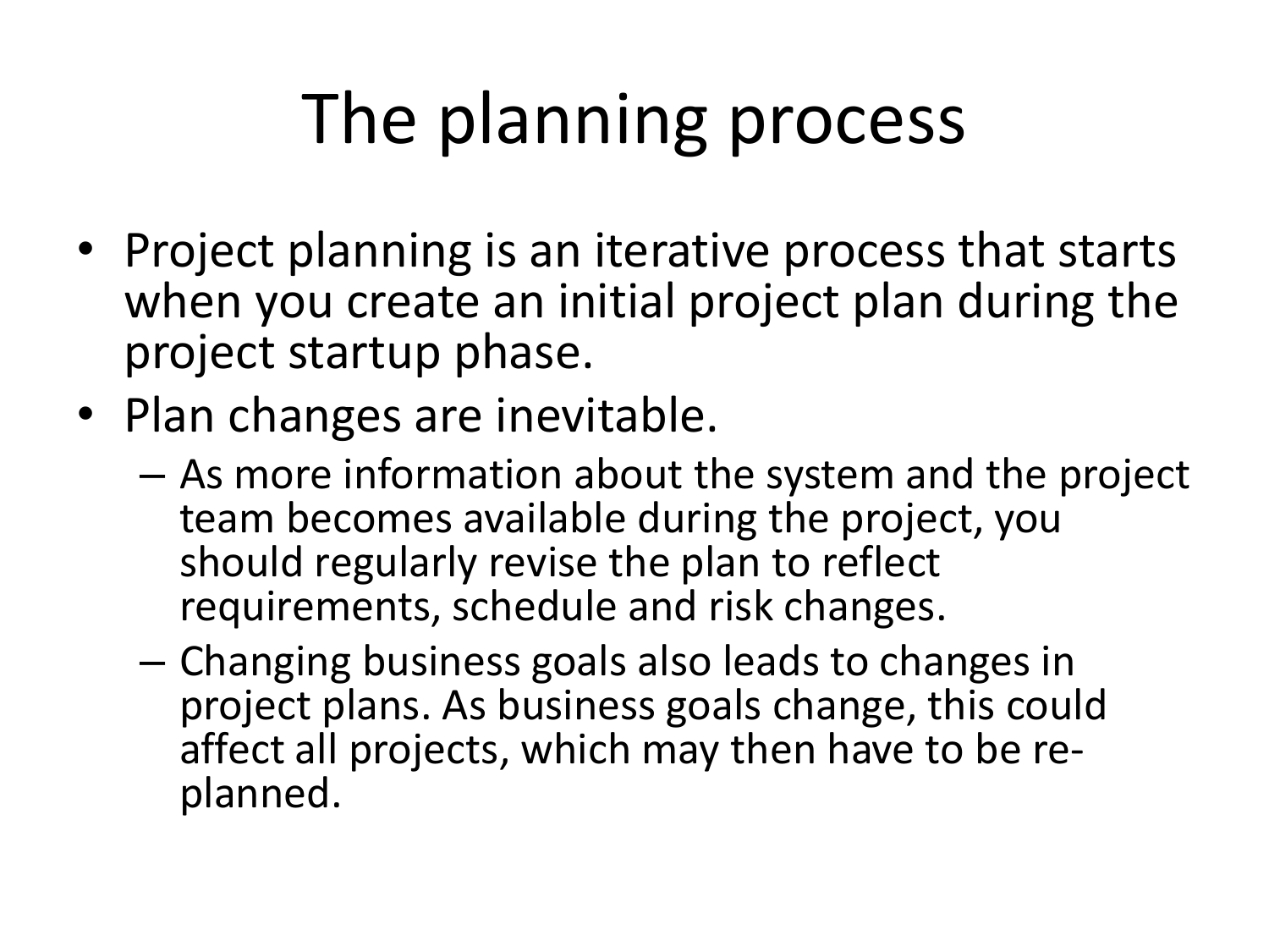# The planning process

- Project planning is an iterative process that starts when you create an initial project plan during the project startup phase.
- Plan changes are inevitable.
  - As more information about the system and the project team becomes available during the project, you should regularly revise the plan to reflect requirements, schedule and risk changes.
  - Changing business goals also leads to changes in project plans. As business goals change, this could affect all projects, which may then have to be re-planned.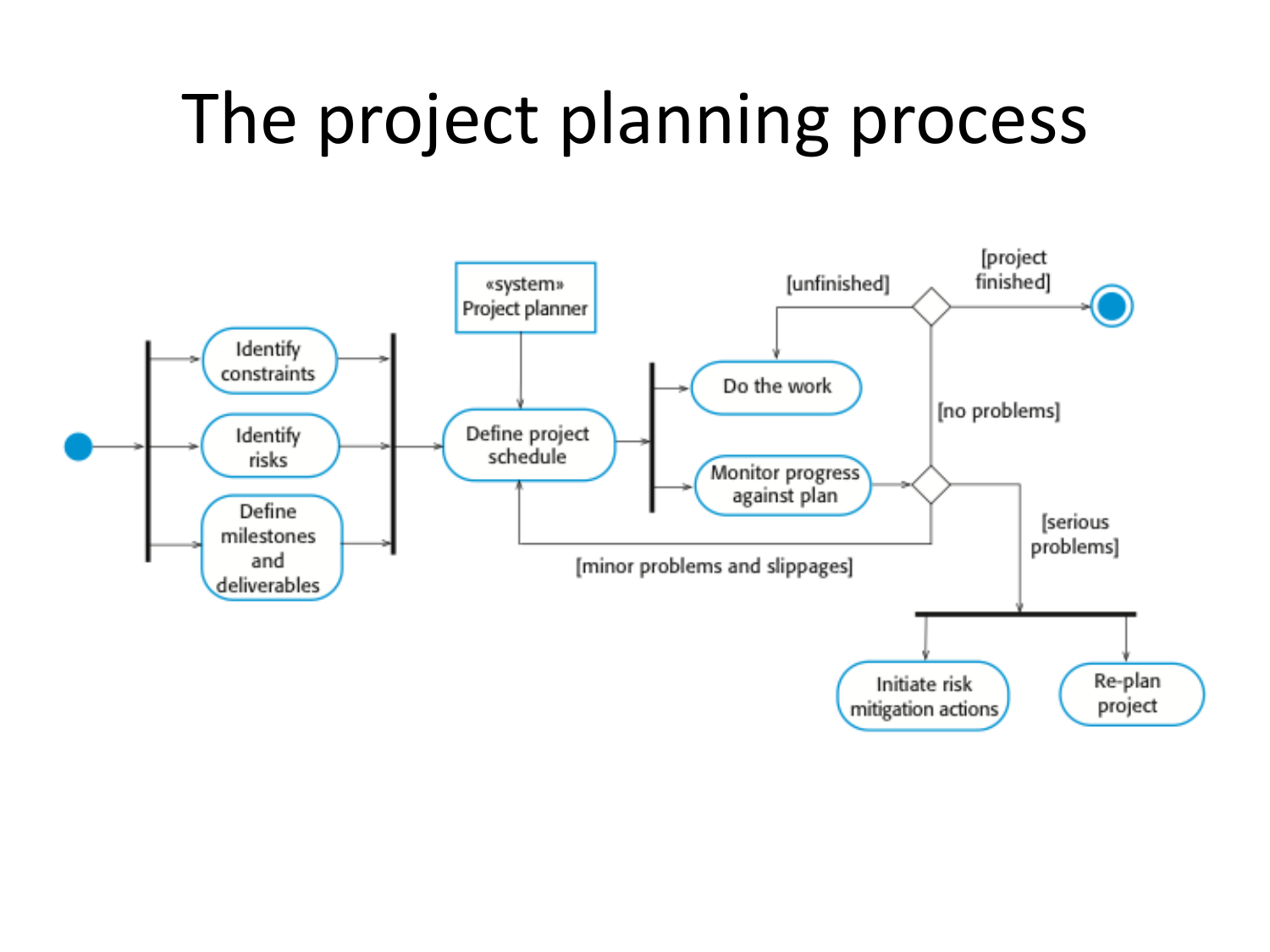# The project planning process

«system»
Project planner

Identify constraints

Identify risks

Define milestones and deliverables

Define project schedule

Do the work

Monitor progress against plan

[unfinished]

[project finished]

[no problems]

[minor problems and slippages]

[serious problems]

Initiate risk mitigation actions

Re-plan project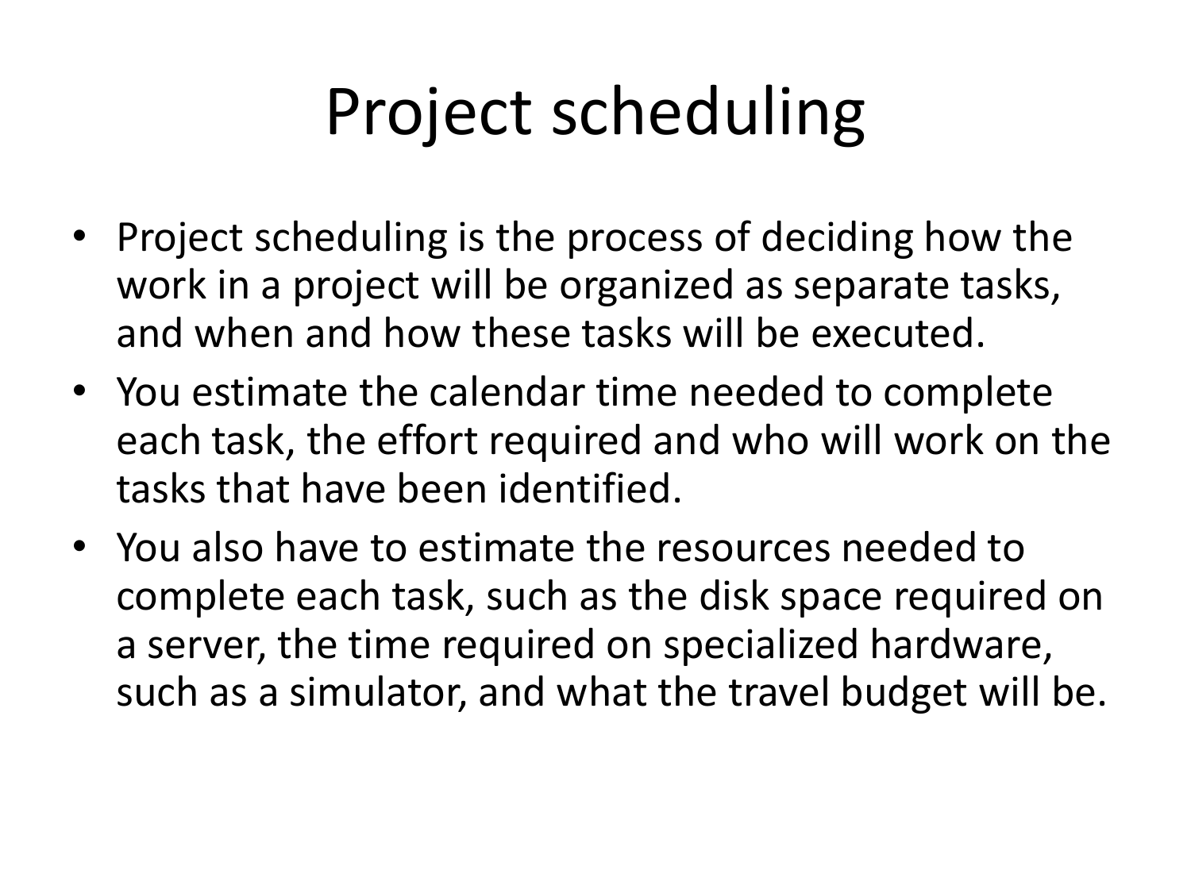# Project scheduling

- Project scheduling is the process of deciding how the work in a project will be organized as separate tasks, and when and how these tasks will be executed.
- You estimate the calendar time needed to complete each task, the effort required and who will work on the tasks that have been identified.
- You also have to estimate the resources needed to complete each task, such as the disk space required on a server, the time required on specialized hardware, such as a simulator, and what the travel budget will be.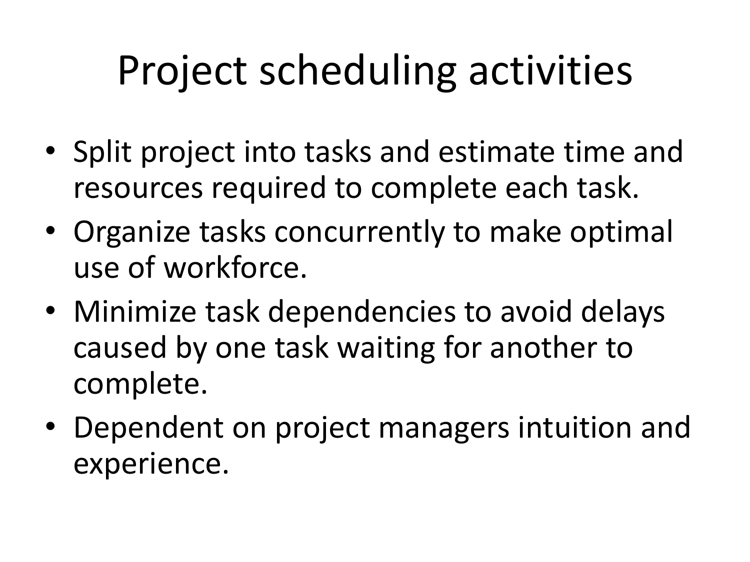# Project scheduling activities

- Split project into tasks and estimate time and resources required to complete each task.
- Organize tasks concurrently to make optimal use of workforce.
- Minimize task dependencies to avoid delays caused by one task waiting for another to complete.
- Dependent on project managers intuition and experience.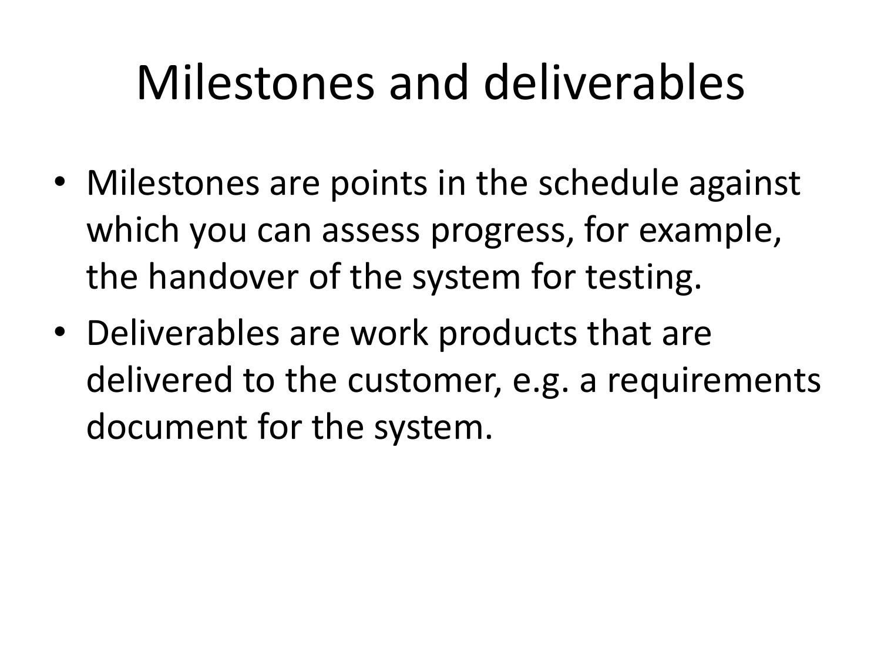# Milestones and deliverables

- Milestones are points in the schedule against which you can assess progress, for example, the handover of the system for testing.
- Deliverables are work products that are delivered to the customer, e.g. a requirements document for the system.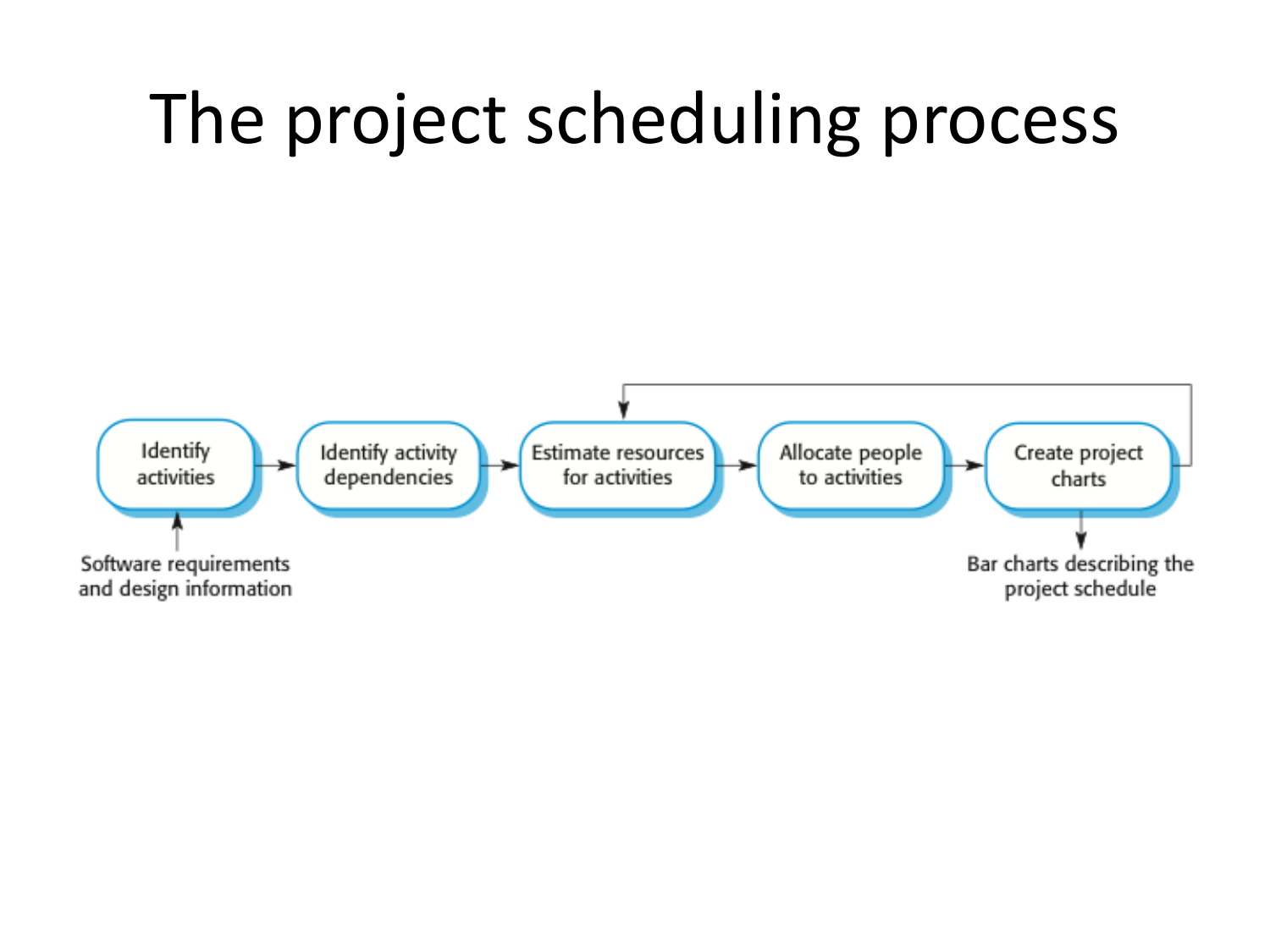# The project scheduling process

Identify activities → Identify activity dependencies → Estimate resources for activities → Allocate people to activities → Create project charts

Software requirements and design information

Bar charts describing the project schedule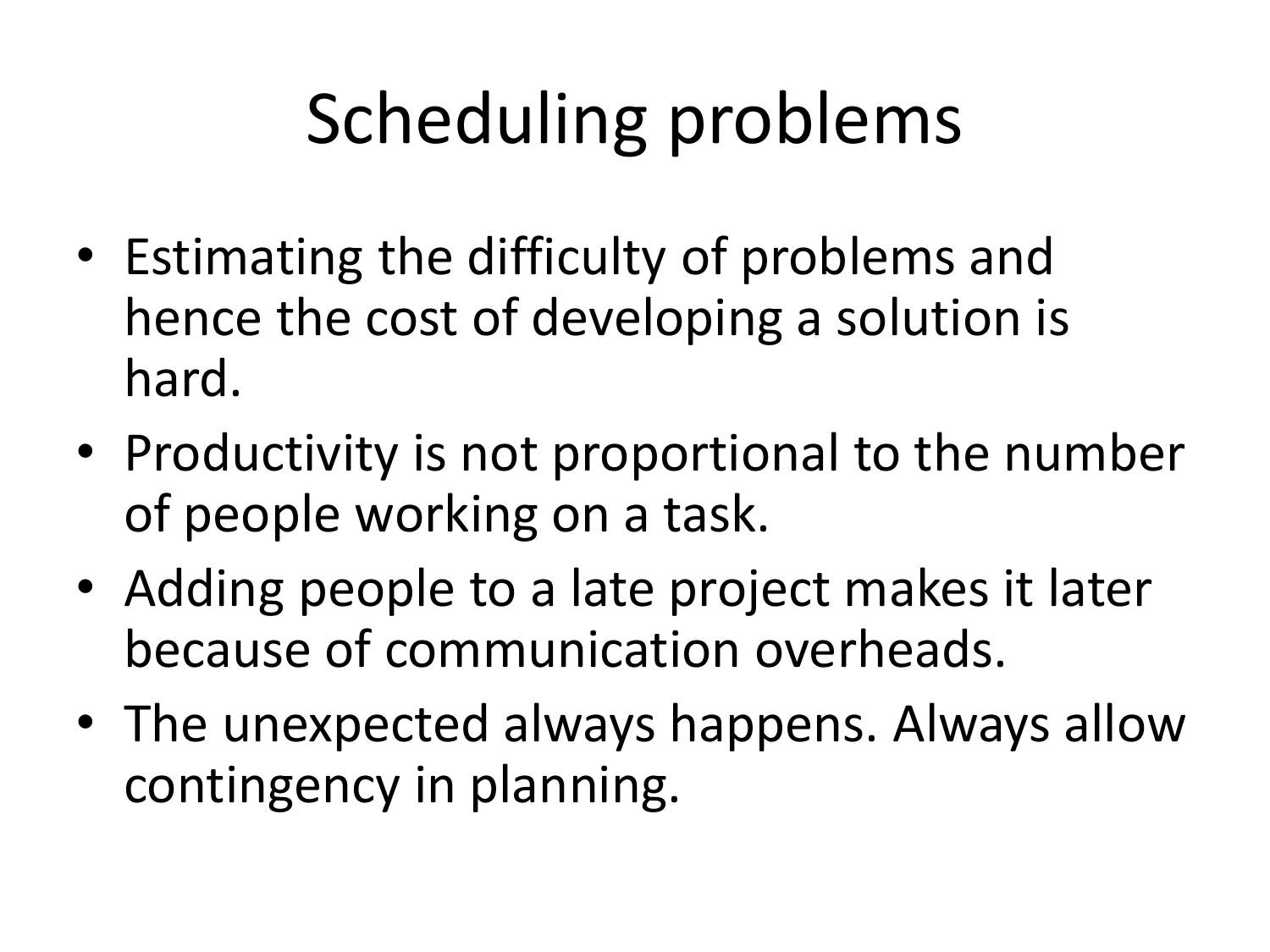# Scheduling problems

- Estimating the difficulty of problems and hence the cost of developing a solution is hard.
- Productivity is not proportional to the number of people working on a task.
- Adding people to a late project makes it later because of communication overheads.
- The unexpected always happens. Always allow contingency in planning.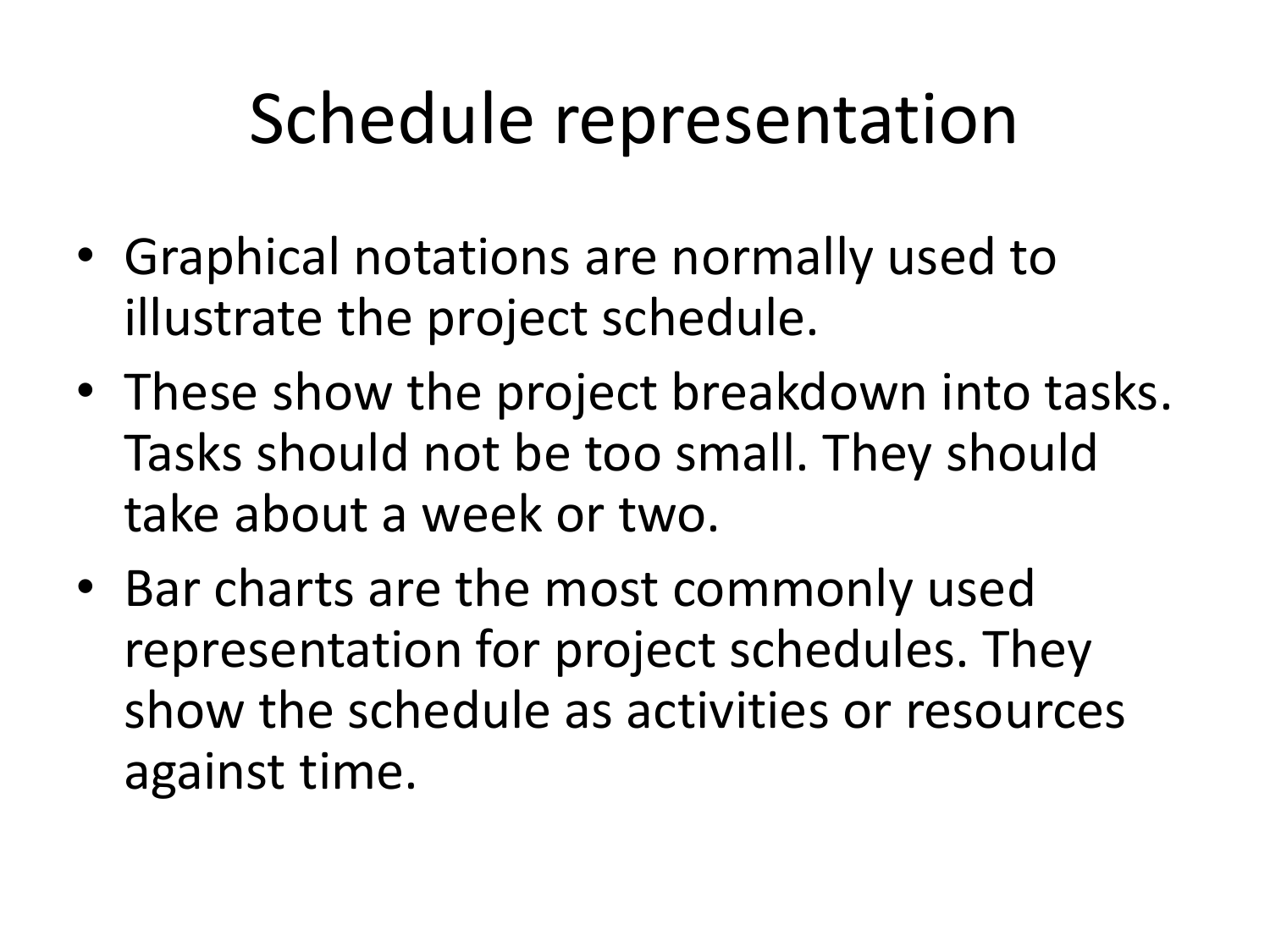# Schedule representation

- Graphical notations are normally used to illustrate the project schedule.
- These show the project breakdown into tasks. Tasks should not be too small. They should take about a week or two.
- Bar charts are the most commonly used representation for project schedules. They show the schedule as activities or resources against time.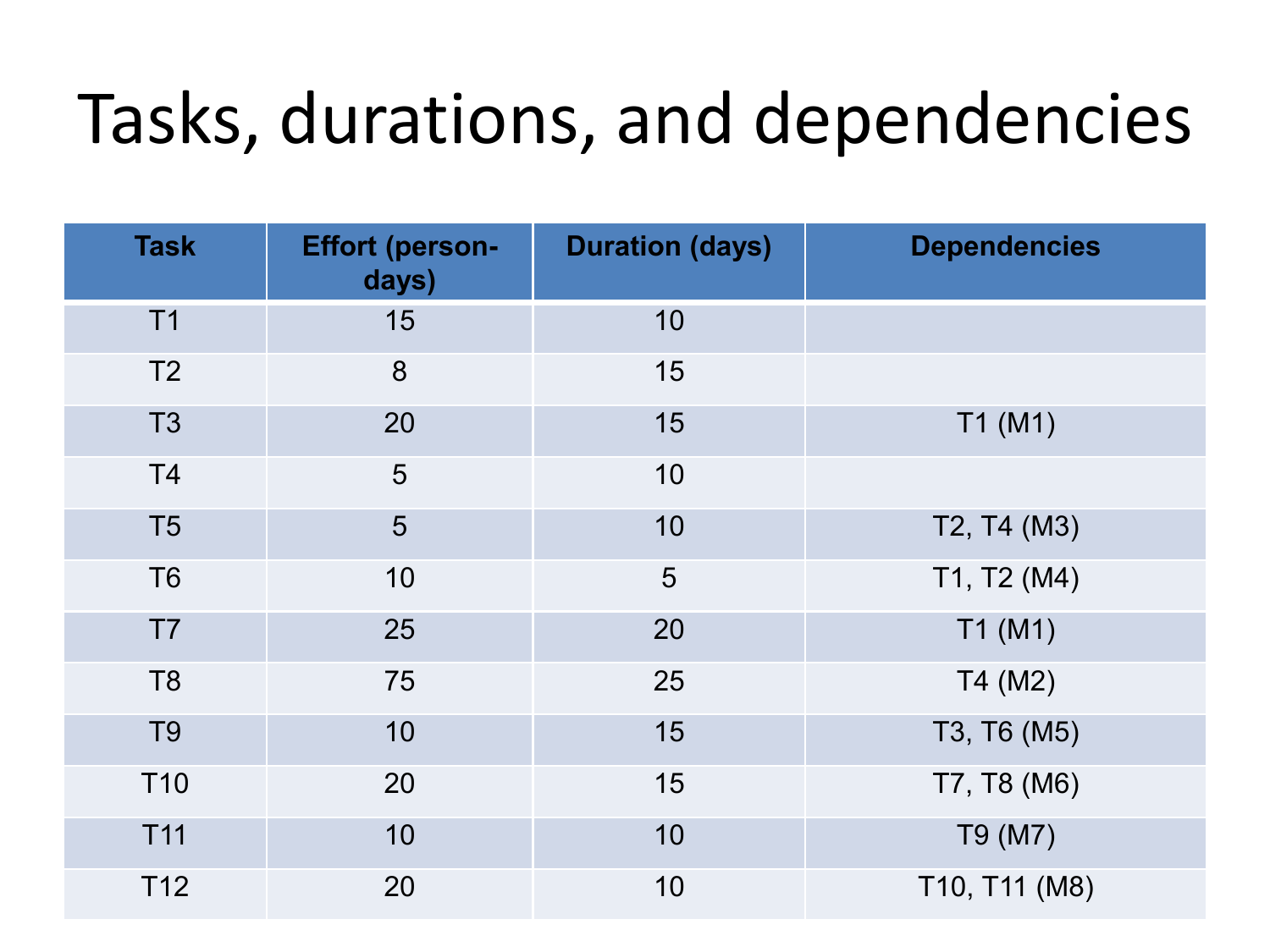# Tasks, durations, and dependencies

| Task | Effort (person-days) | Duration (days) | Dependencies |
| --- | --- | --- | --- |
| T1 | 15 | 10 | |
| T2 | 8 | 15 | |
| T3 | 20 | 15 | T1 (M1) |
| T4 | 5 | 10 | |
| T5 | 5 | 10 | T2, T4 (M3) |
| T6 | 10 | 5 | T1, T2 (M4) |
| T7 | 25 | 20 | T1 (M1) |
| T8 | 75 | 25 | T4 (M2) |
| T9 | 10 | 15 | T3, T6 (M5) |
| T10 | 20 | 15 | T7, T8 (M6) |
| T11 | 10 | 10 | T9 (M7) |
| T12 | 20 | 10 | T10, T11 (M8) |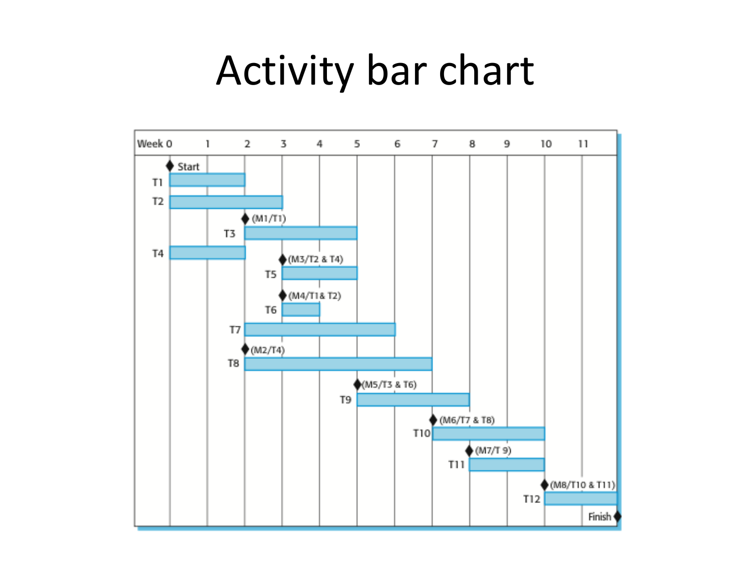# Activity bar chart

| Week | 0 | 1 | 2 | 3 | 4 | 5 | 6 | 7 | 8 | 9 | 10 | 11 |
|---|---|---|---|---|---|---|---|---|---|---|---|---|
| Start ◆ | ◆ | | | | | | | | | | | |
| T1 | ■ | ■ | | | | | | | | | | |
| T2 | ■ | ■ | ■ | | | | | | | | | |
| (M1/T1) ◆ | | | ◆ | | | | | | | | | |
| T3 | | | ■ | ■ | ■ | | | | | | | |
| T4 | ■ | ■ | | | | | | | | | | |
| (M3/T2 & T4) ◆ | | | | ◆ | | | | | | | | |
| T5 | | | | ■ | ■ | | | | | | | |
| (M4/T1& T2) ◆ | | | | ◆ | | | | | | | | |
| T6 | | | | ■ | | | | | | | | |
| T7 | | | ■ | ■ | ■ | ■ | | | | | | |
| (M2/T4) ◆ | | | ◆ | | | | | | | | | |
| T8 | | | ■ | ■ | ■ | ■ | ■ | | | | | |
| (M5/T3 & T6) ◆ | | | | | | ◆ | | | | | | |
| T9 | | | | | | ■ | ■ | ■ | | | | |
| (M6/T7 & T8) ◆ | | | | | | | | ◆ | | | | |
| T10 | | | | | | | | ■ | ■ | ■ | | |
| (M7/T 9) ◆ | | | | | | | | | ◆ | | | |
| T11 | | | | | | | | | ■ | ■ | | |
| (M8/T10 & T11) ◆ | | | | | | | | | | | ◆ | |
| T12 | | | | | | | | | | | ■ | ■ |
| Finish ◆ | | | | | | | | | | | | ◆ (end of week 11) |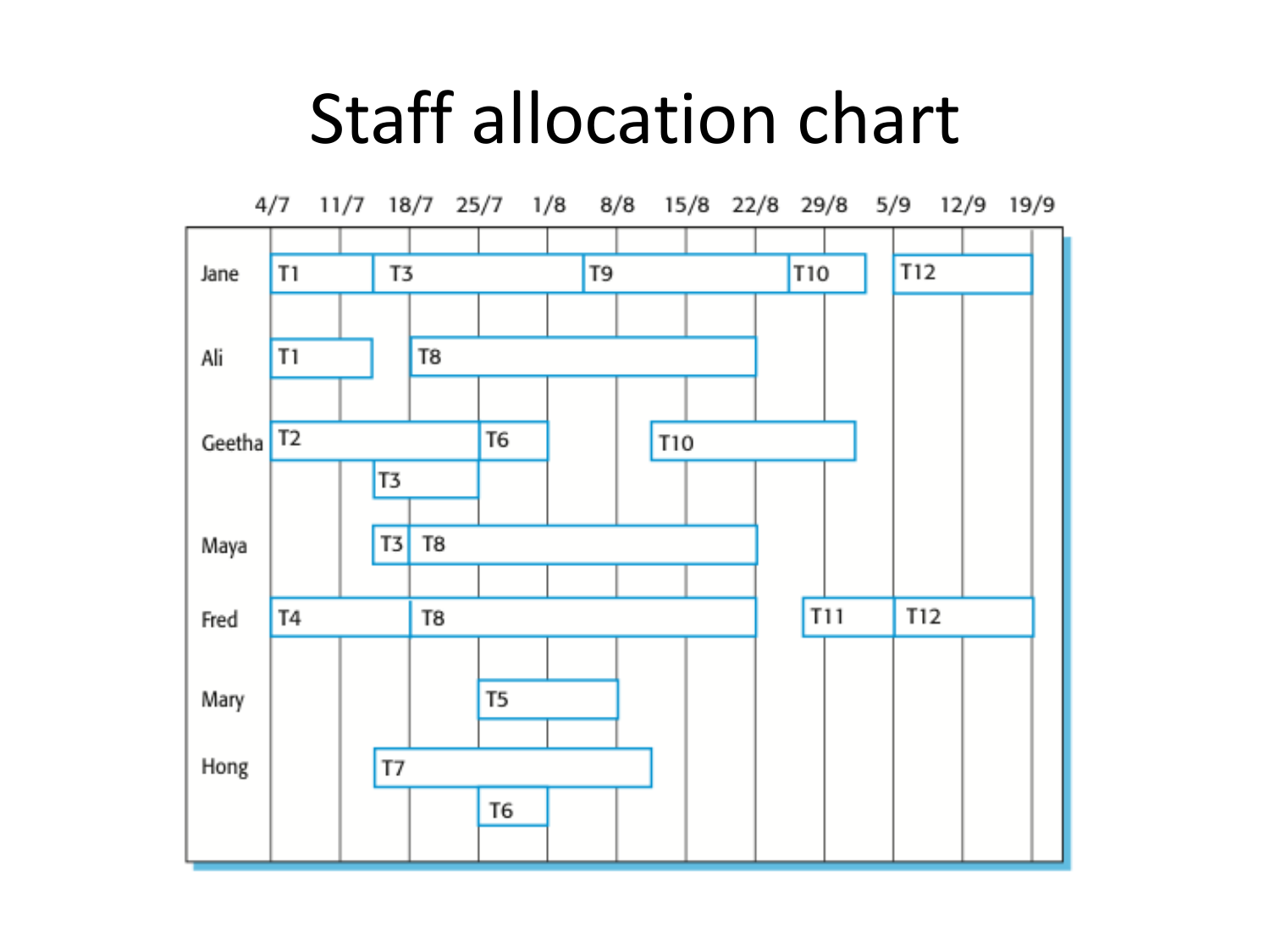# Staff allocation chart

| Staff | Tasks (in chronological order, 4/7 – 19/9) |
|---|---|
| Jane | T1, T3, T9, T10, T12 |
| Ali | T1, T8 |
| Geetha | T2, T3, T6, T10 |
| Maya | T3, T8 |
| Fred | T4, T8, T11, T12 |
| Mary | T5 |
| Hong | T7, T6 |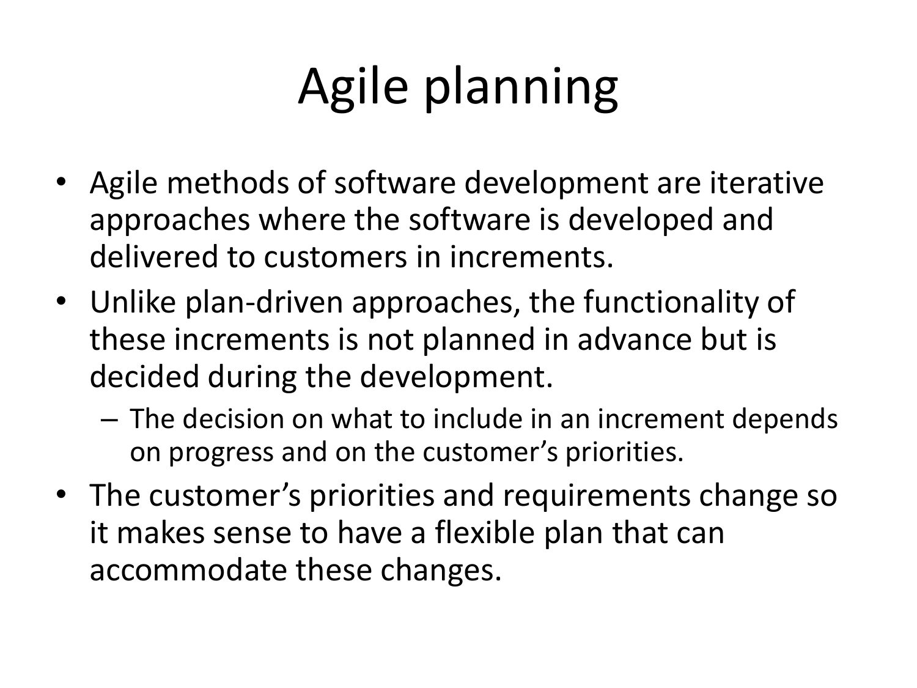# Agile planning

- Agile methods of software development are iterative approaches where the software is developed and delivered to customers in increments.
- Unlike plan-driven approaches, the functionality of these increments is not planned in advance but is decided during the development.
  - The decision on what to include in an increment depends on progress and on the customer's priorities.
- The customer's priorities and requirements change so it makes sense to have a flexible plan that can accommodate these changes.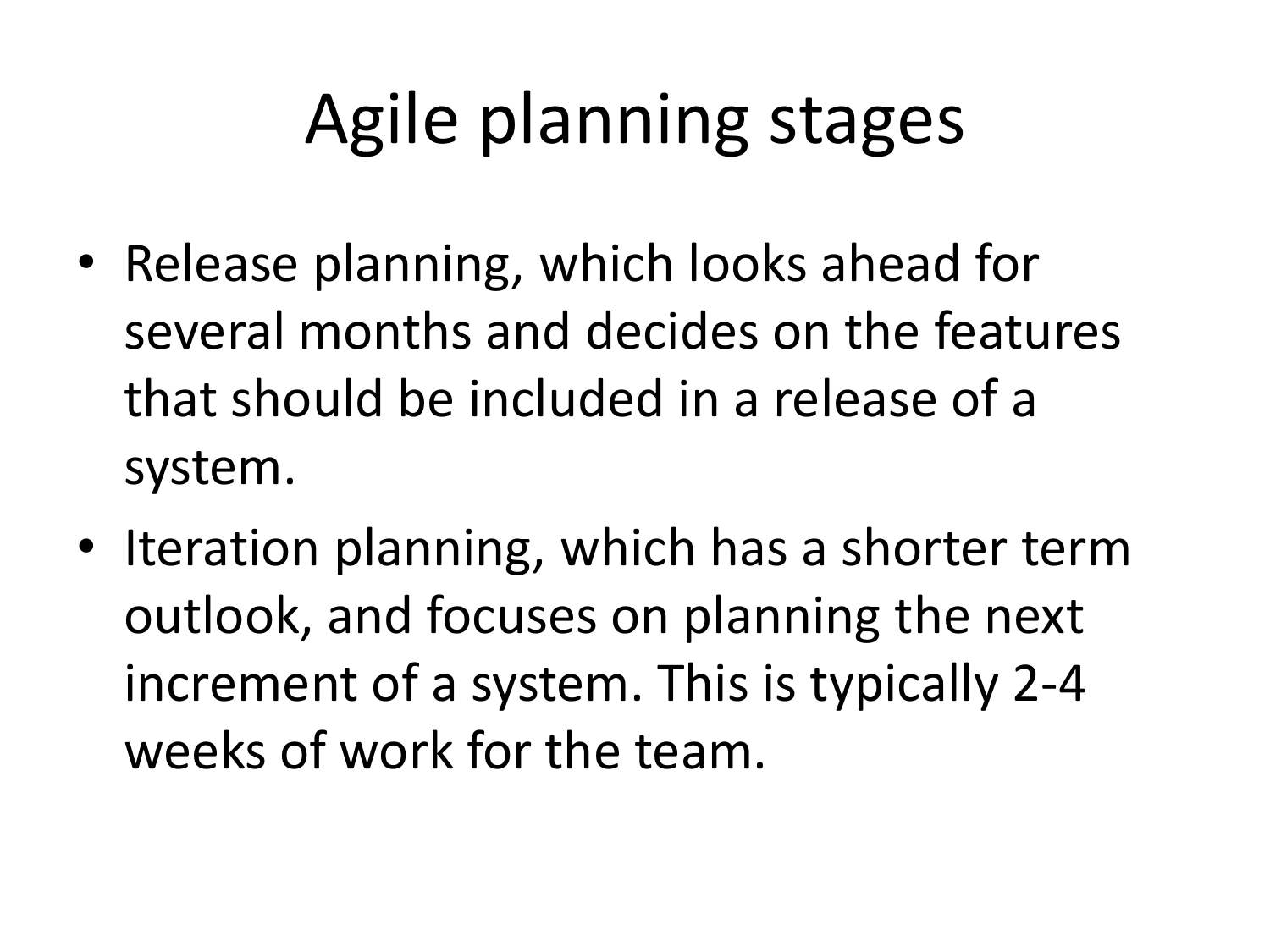# Agile planning stages

- Release planning, which looks ahead for several months and decides on the features that should be included in a release of a system.
- Iteration planning, which has a shorter term outlook, and focuses on planning the next increment of a system. This is typically 2-4 weeks of work for the team.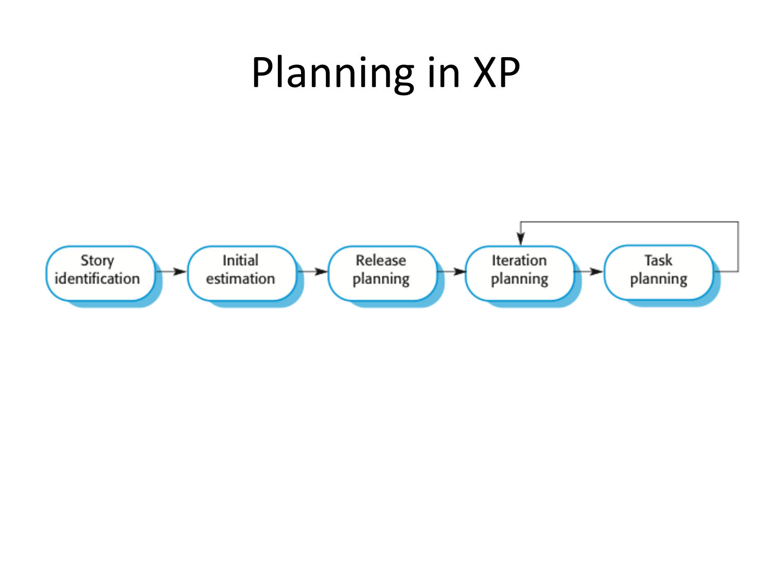# Planning in XP

Story identification → Initial estimation → Release planning → Iteration planning → Task planning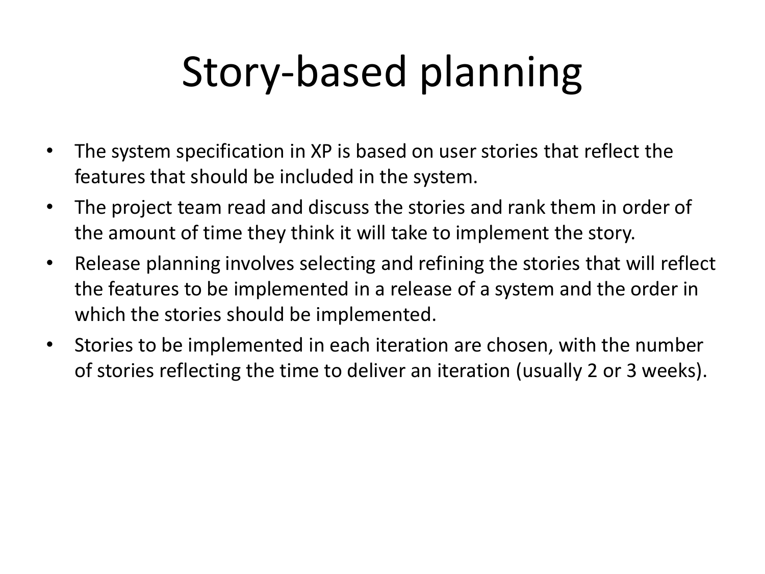# Story-based planning

- The system specification in XP is based on user stories that reflect the features that should be included in the system.
- The project team read and discuss the stories and rank them in order of the amount of time they think it will take to implement the story.
- Release planning involves selecting and refining the stories that will reflect the features to be implemented in a release of a system and the order in which the stories should be implemented.
- Stories to be implemented in each iteration are chosen, with the number of stories reflecting the time to deliver an iteration (usually 2 or 3 weeks).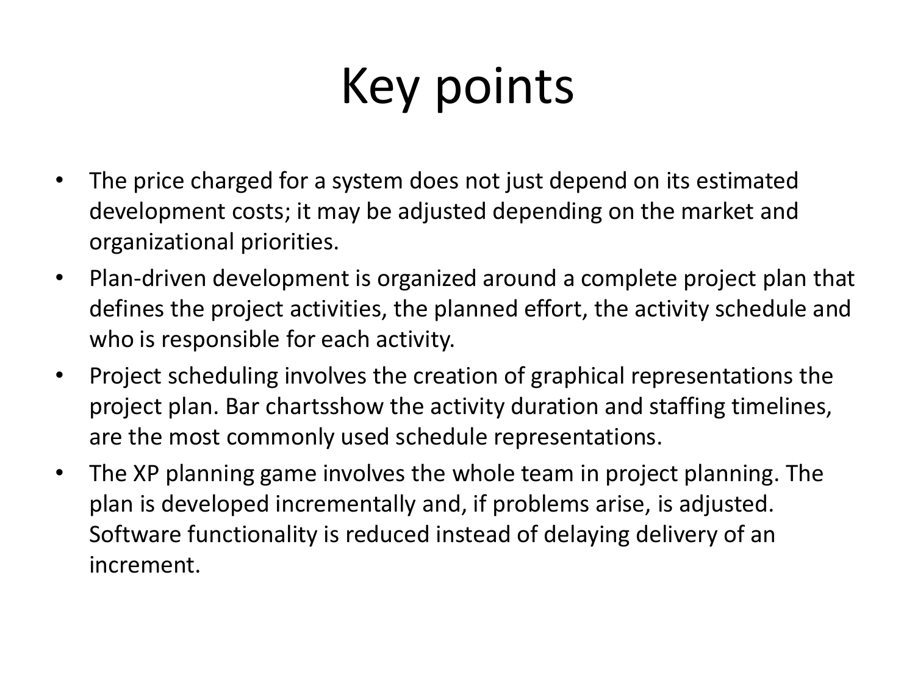# Key points

- The price charged for a system does not just depend on its estimated development costs; it may be adjusted depending on the market and organizational priorities.
- Plan-driven development is organized around a complete project plan that defines the project activities, the planned effort, the activity schedule and who is responsible for each activity.
- Project scheduling involves the creation of graphical representations the project plan. Bar chartsshow the activity duration and staffing timelines, are the most commonly used schedule representations.
- The XP planning game involves the whole team in project planning. The plan is developed incrementally and, if problems arise, is adjusted. Software functionality is reduced instead of delaying delivery of an increment.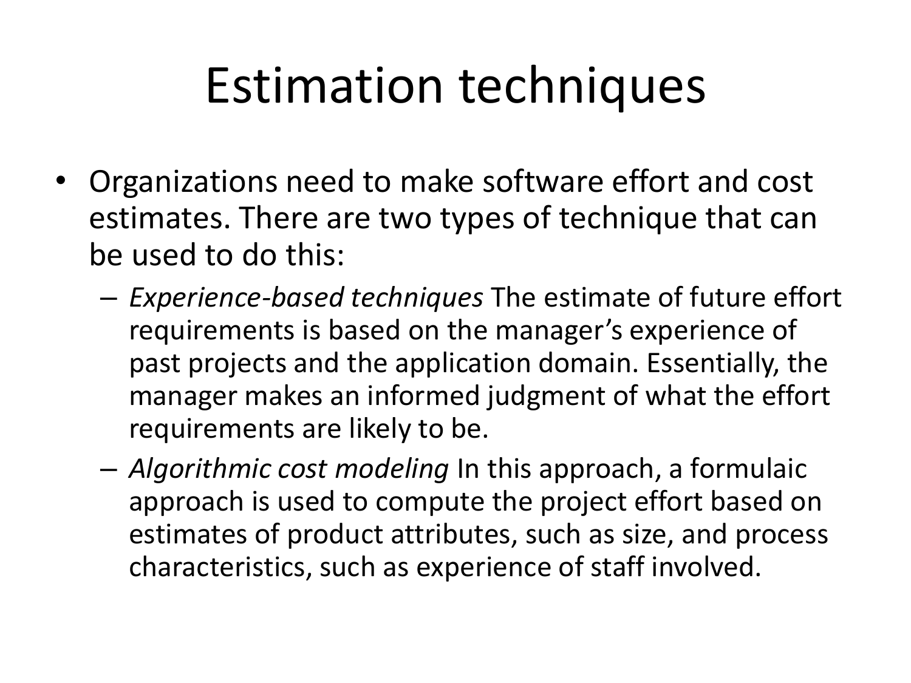# Estimation techniques

- Organizations need to make software effort and cost estimates. There are two types of technique that can be used to do this:
  - *Experience-based techniques* The estimate of future effort requirements is based on the manager's experience of past projects and the application domain. Essentially, the manager makes an informed judgment of what the effort requirements are likely to be.
  - *Algorithmic cost modeling* In this approach, a formulaic approach is used to compute the project effort based on estimates of product attributes, such as size, and process characteristics, such as experience of staff involved.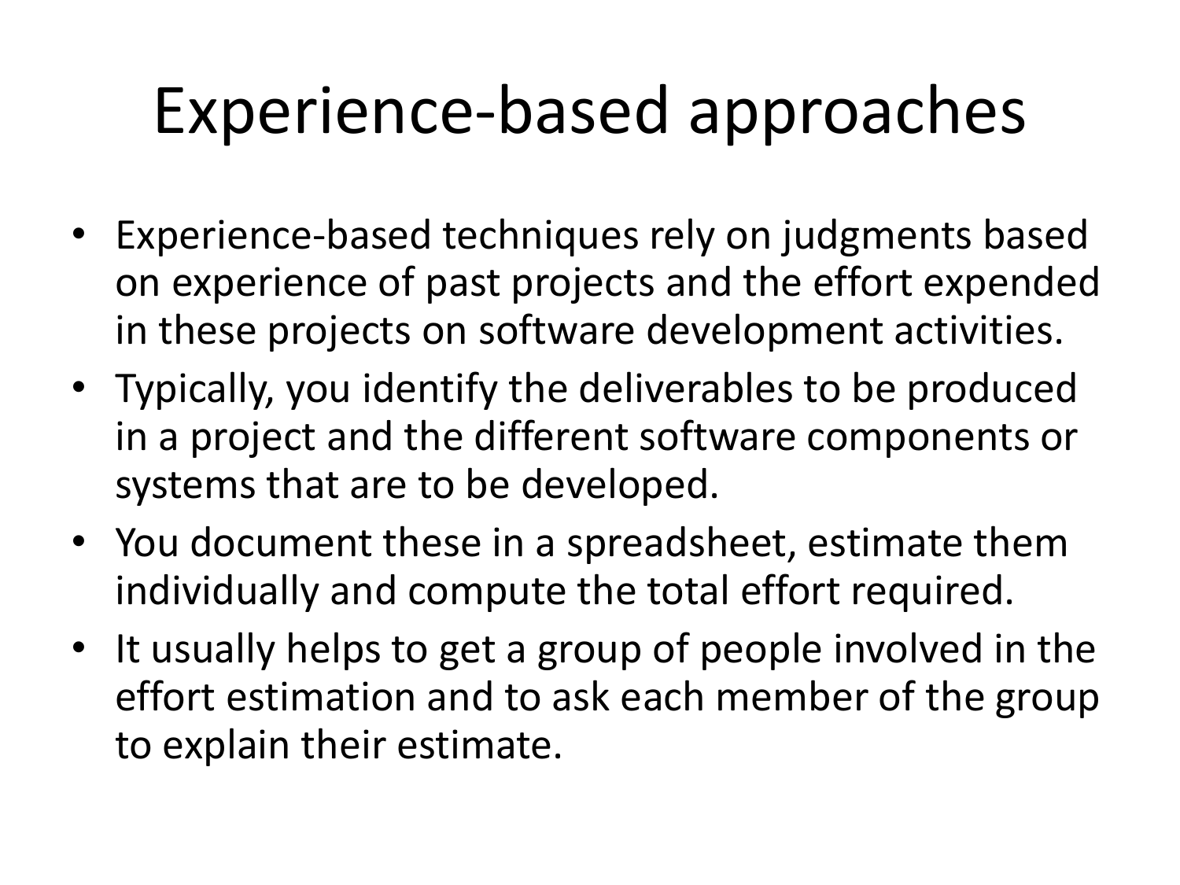# Experience-based approaches

- Experience-based techniques rely on judgments based on experience of past projects and the effort expended in these projects on software development activities.
- Typically, you identify the deliverables to be produced in a project and the different software components or systems that are to be developed.
- You document these in a spreadsheet, estimate them individually and compute the total effort required.
- It usually helps to get a group of people involved in the effort estimation and to ask each member of the group to explain their estimate.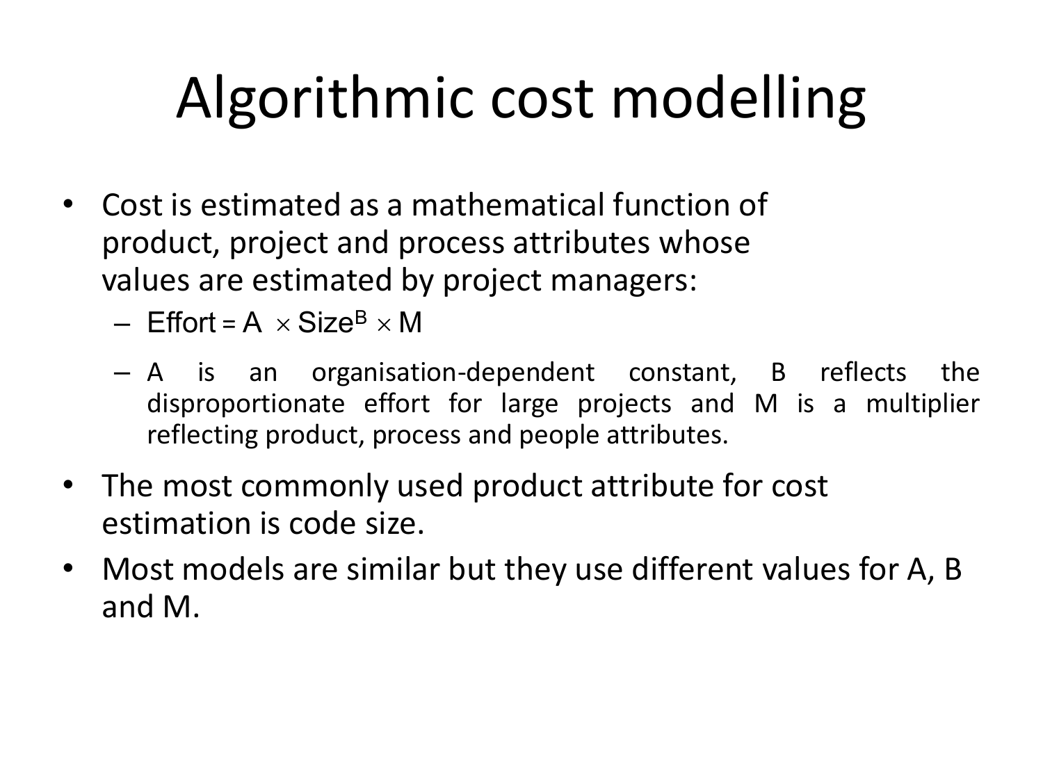# Algorithmic cost modelling

- Cost is estimated as a mathematical function of product, project and process attributes whose values are estimated by project managers:
  - $\text{Effort} = A \times \text{Size}^B \times M$
  - A is an organisation-dependent constant, B reflects the disproportionate effort for large projects and M is a multiplier reflecting product, process and people attributes.
- The most commonly used product attribute for cost estimation is code size.
- Most models are similar but they use different values for A, B and M.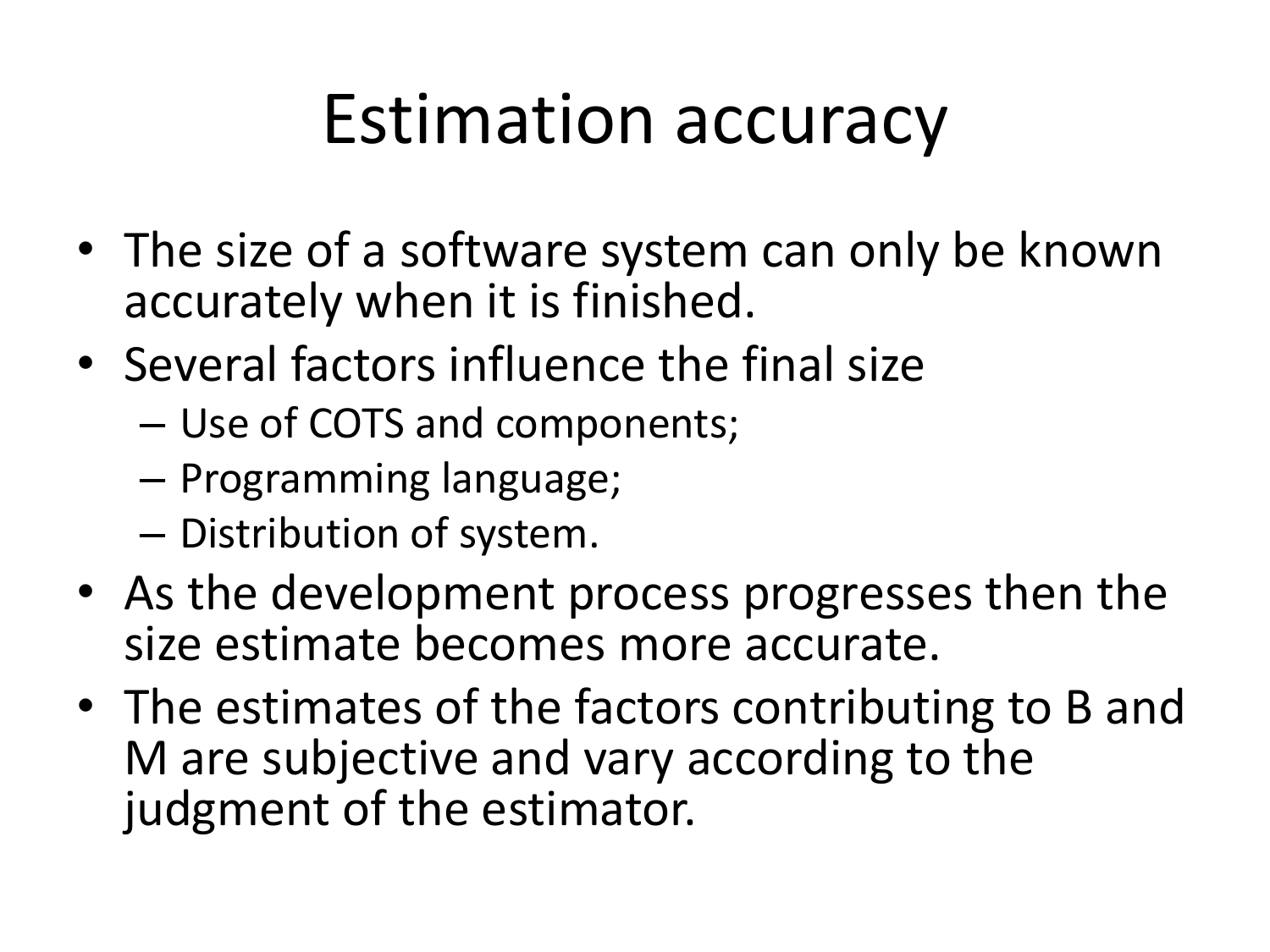# Estimation accuracy

- The size of a software system can only be known accurately when it is finished.
- Several factors influence the final size
  - Use of COTS and components;
  - Programming language;
  - Distribution of system.
- As the development process progresses then the size estimate becomes more accurate.
- The estimates of the factors contributing to B and M are subjective and vary according to the judgment of the estimator.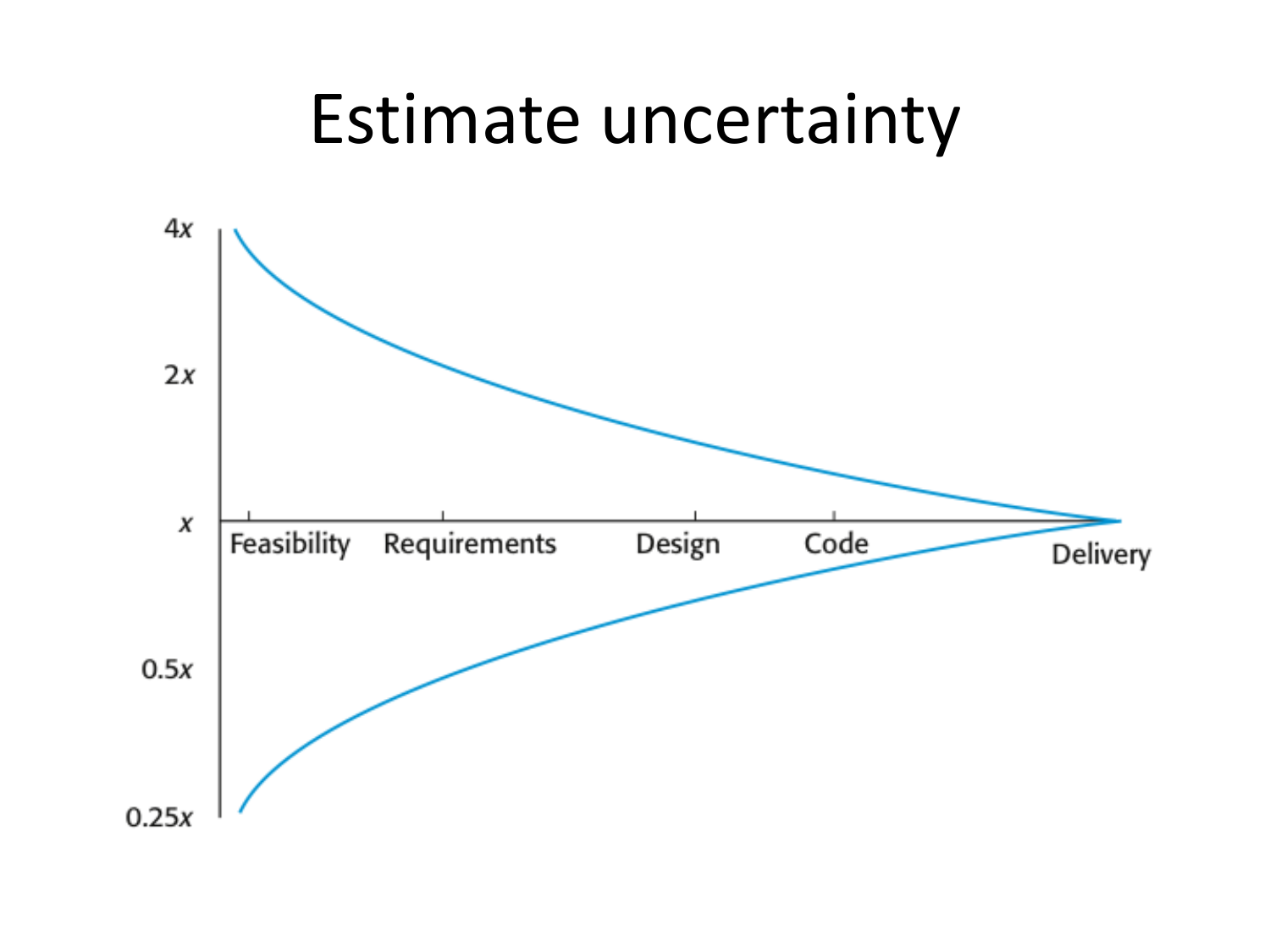# Estimate uncertainty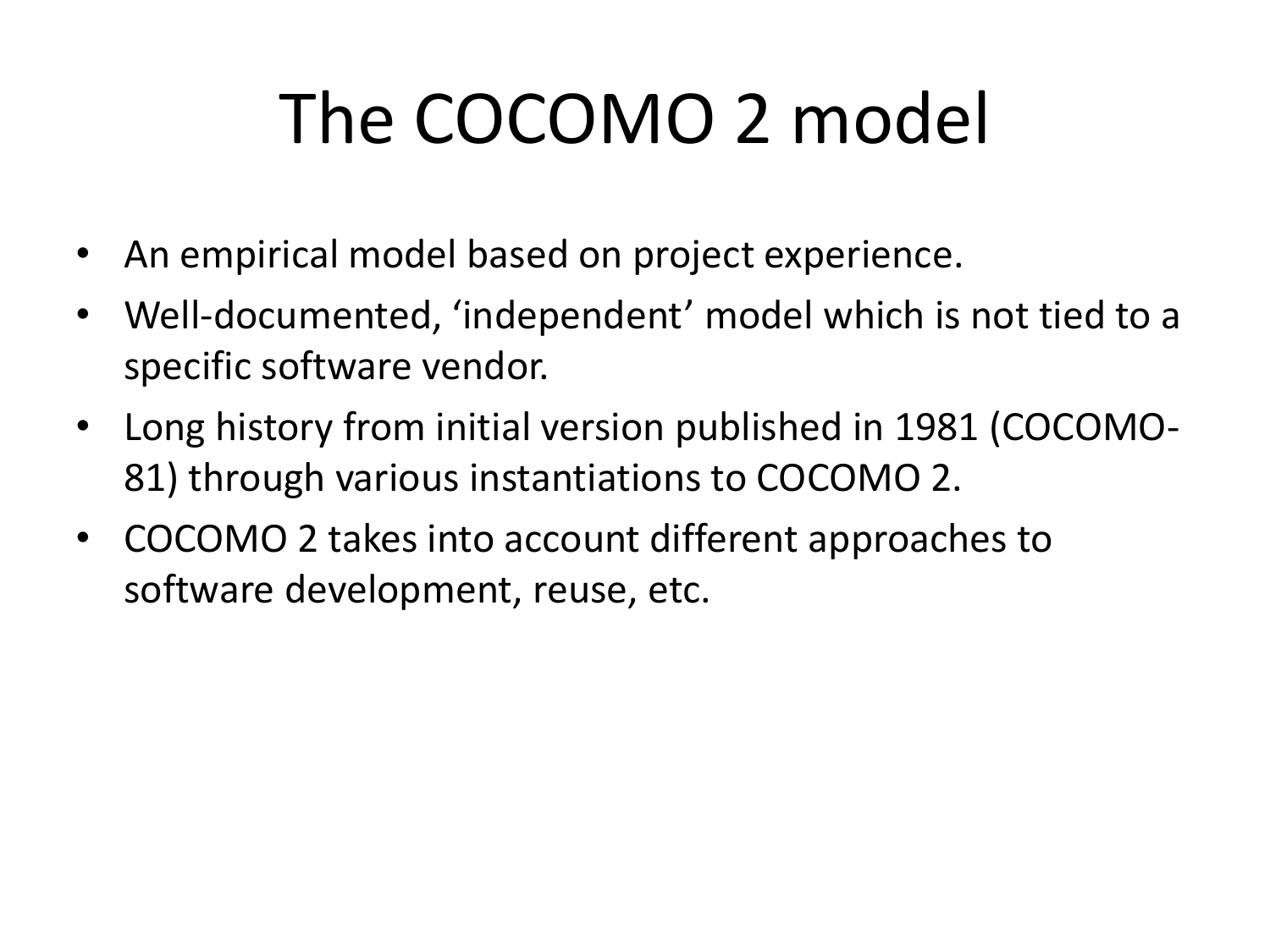# The COCOMO 2 model

- An empirical model based on project experience.
- Well-documented, 'independent' model which is not tied to a specific software vendor.
- Long history from initial version published in 1981 (COCOMO-81) through various instantiations to COCOMO 2.
- COCOMO 2 takes into account different approaches to software development, reuse, etc.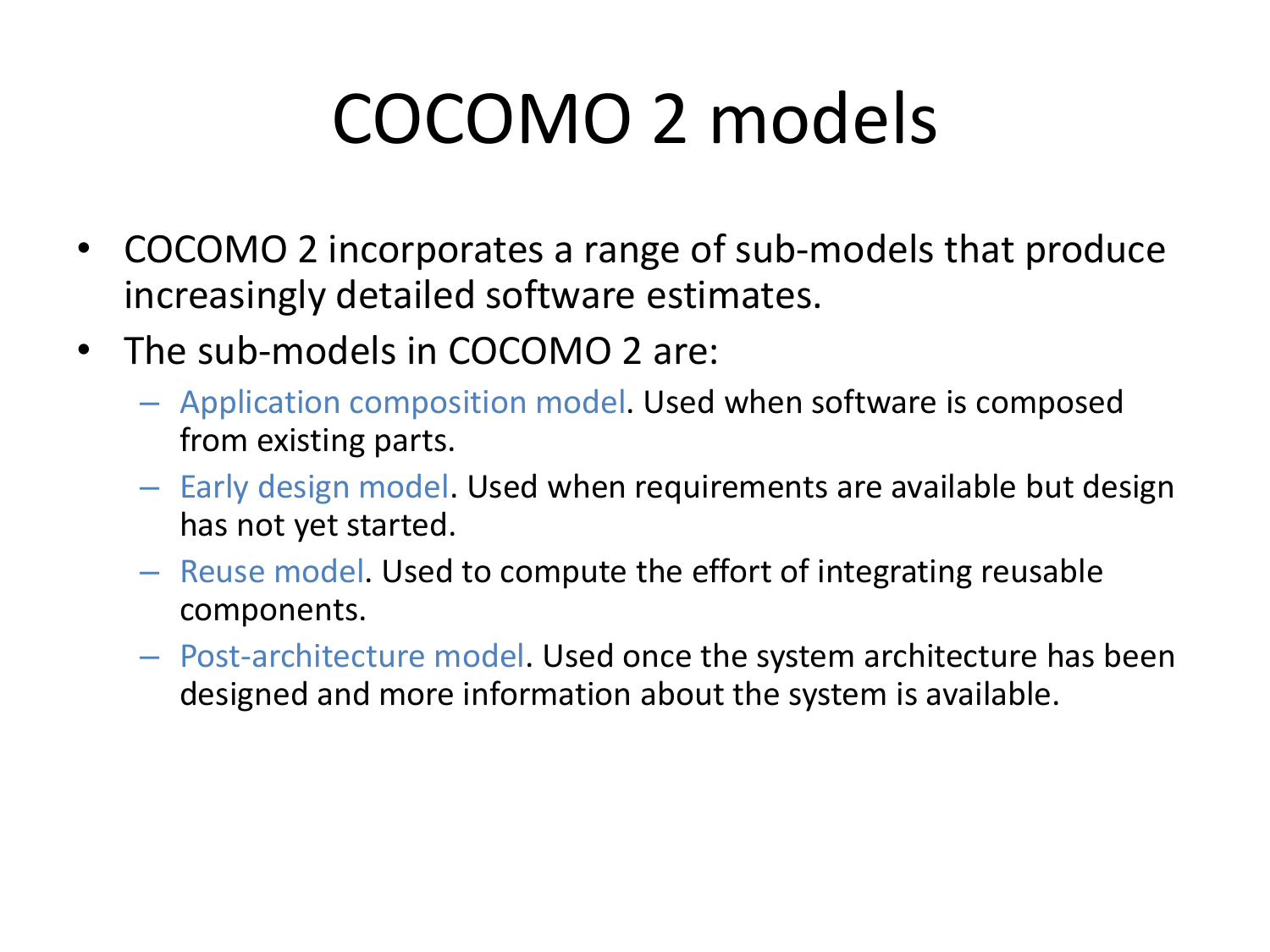# COCOMO 2 models

- COCOMO 2 incorporates a range of sub-models that produce increasingly detailed software estimates.
- The sub-models in COCOMO 2 are:
  - Application composition model. Used when software is composed from existing parts.
  - Early design model. Used when requirements are available but design has not yet started.
  - Reuse model. Used to compute the effort of integrating reusable components.
  - Post-architecture model. Used once the system architecture has been designed and more information about the system is available.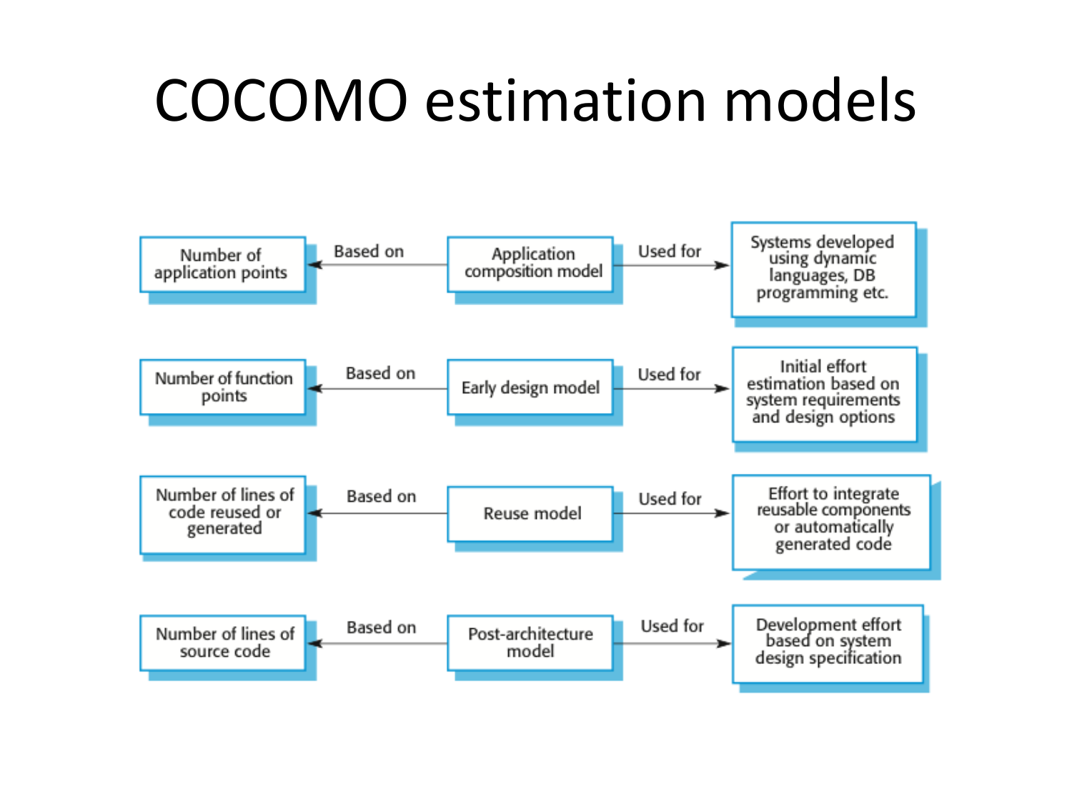# COCOMO estimation models

| Based on | Model | Used for |
| --- | --- | --- |
| Number of application points | Application composition model | Systems developed using dynamic languages, DB programming etc. |
| Number of function points | Early design model | Initial effort estimation based on system requirements and design options |
| Number of lines of code reused or generated | Reuse model | Effort to integrate reusable components or automatically generated code |
| Number of lines of source code | Post-architecture model | Development effort based on system design specification |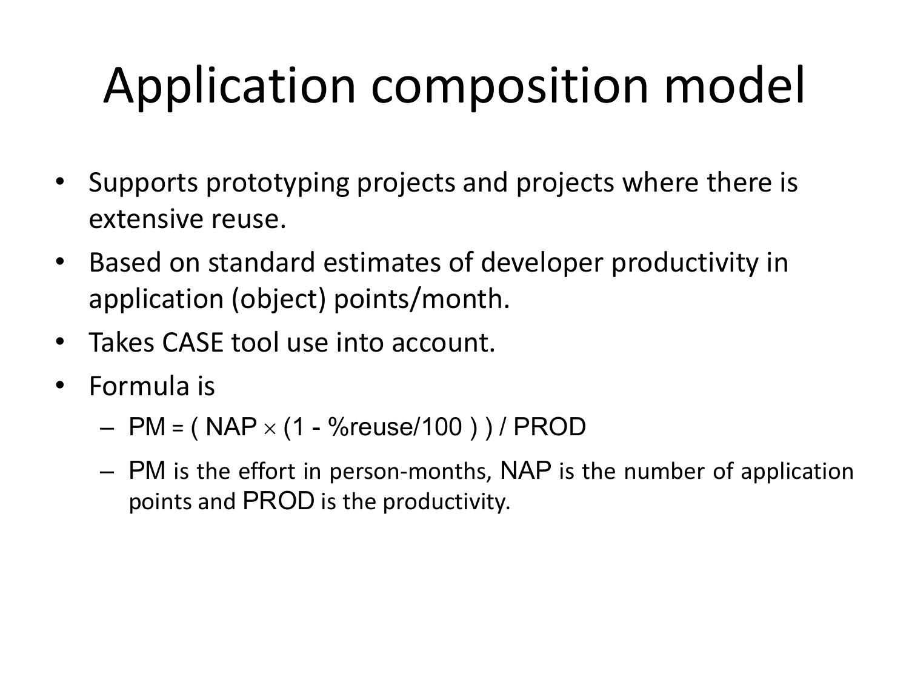# Application composition model

- Supports prototyping projects and projects where there is extensive reuse.
- Based on standard estimates of developer productivity in application (object) points/month.
- Takes CASE tool use into account.
- Formula is
  - $PM = ( NAP \times (1 - \%reuse/100 ) ) / PROD$
  - PM is the effort in person-months, NAP is the number of application points and PROD is the productivity.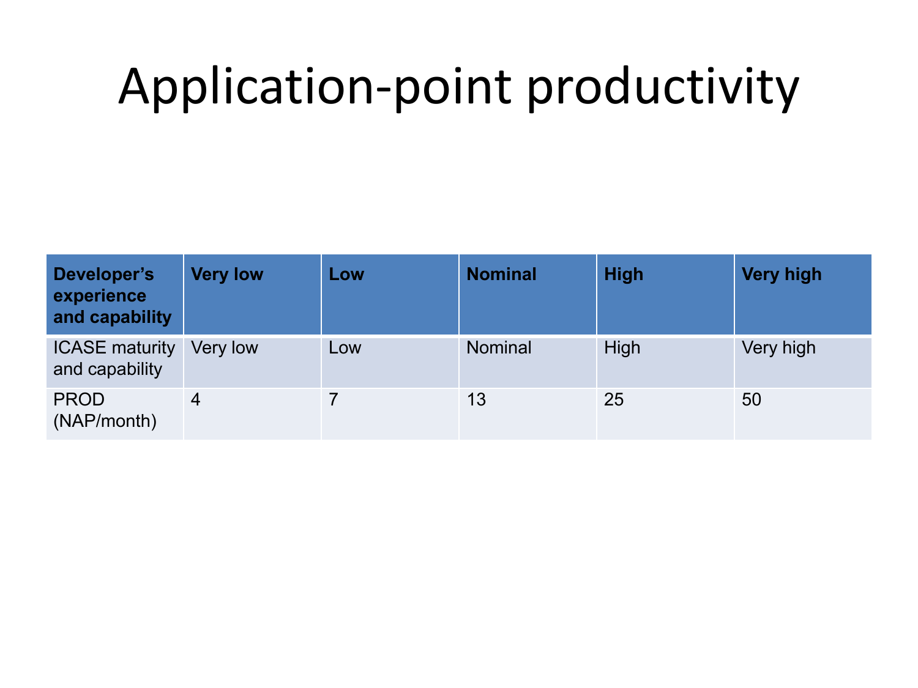# Application-point productivity

| Developer's experience and capability | Very low | Low | Nominal | High | Very high |
|---|---|---|---|---|---|
| ICASE maturity and capability | Very low | Low | Nominal | High | Very high |
| PROD (NAP/month) | 4 | 7 | 13 | 25 | 50 |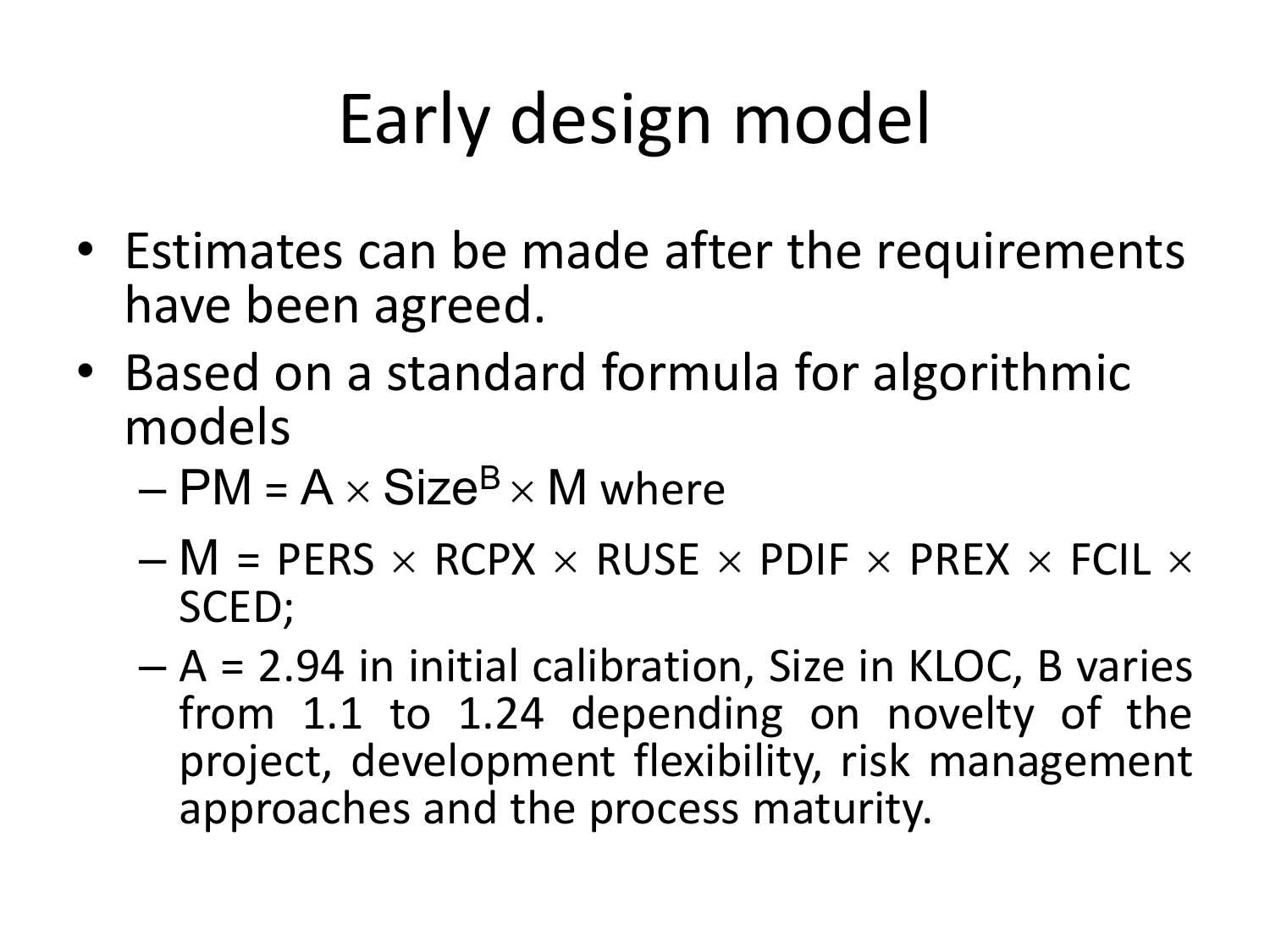# Early design model

- Estimates can be made after the requirements have been agreed.
- Based on a standard formula for algorithmic models
  - $PM = A \times Size^B \times M$ where
  - $M = PERS \times RCPX \times RUSE \times PDIF \times PREX \times FCIL \times SCED$;
  - A = 2.94 in initial calibration, Size in KLOC, B varies from 1.1 to 1.24 depending on novelty of the project, development flexibility, risk management approaches and the process maturity.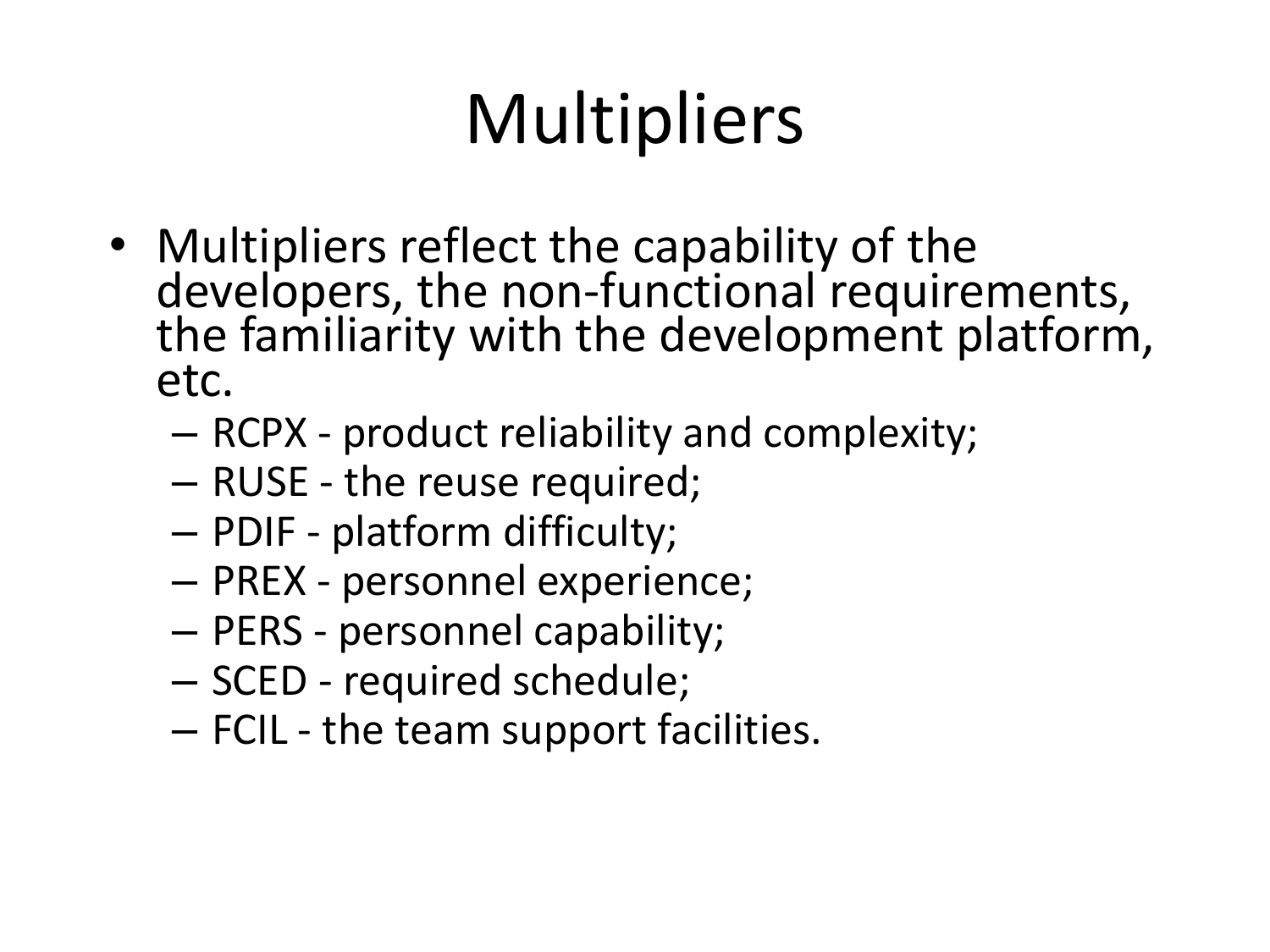# Multipliers

- Multipliers reflect the capability of the developers, the non-functional requirements, the familiarity with the development platform, etc.
  - RCPX - product reliability and complexity;
  - RUSE - the reuse required;
  - PDIF - platform difficulty;
  - PREX - personnel experience;
  - PERS - personnel capability;
  - SCED - required schedule;
  - FCIL - the team support facilities.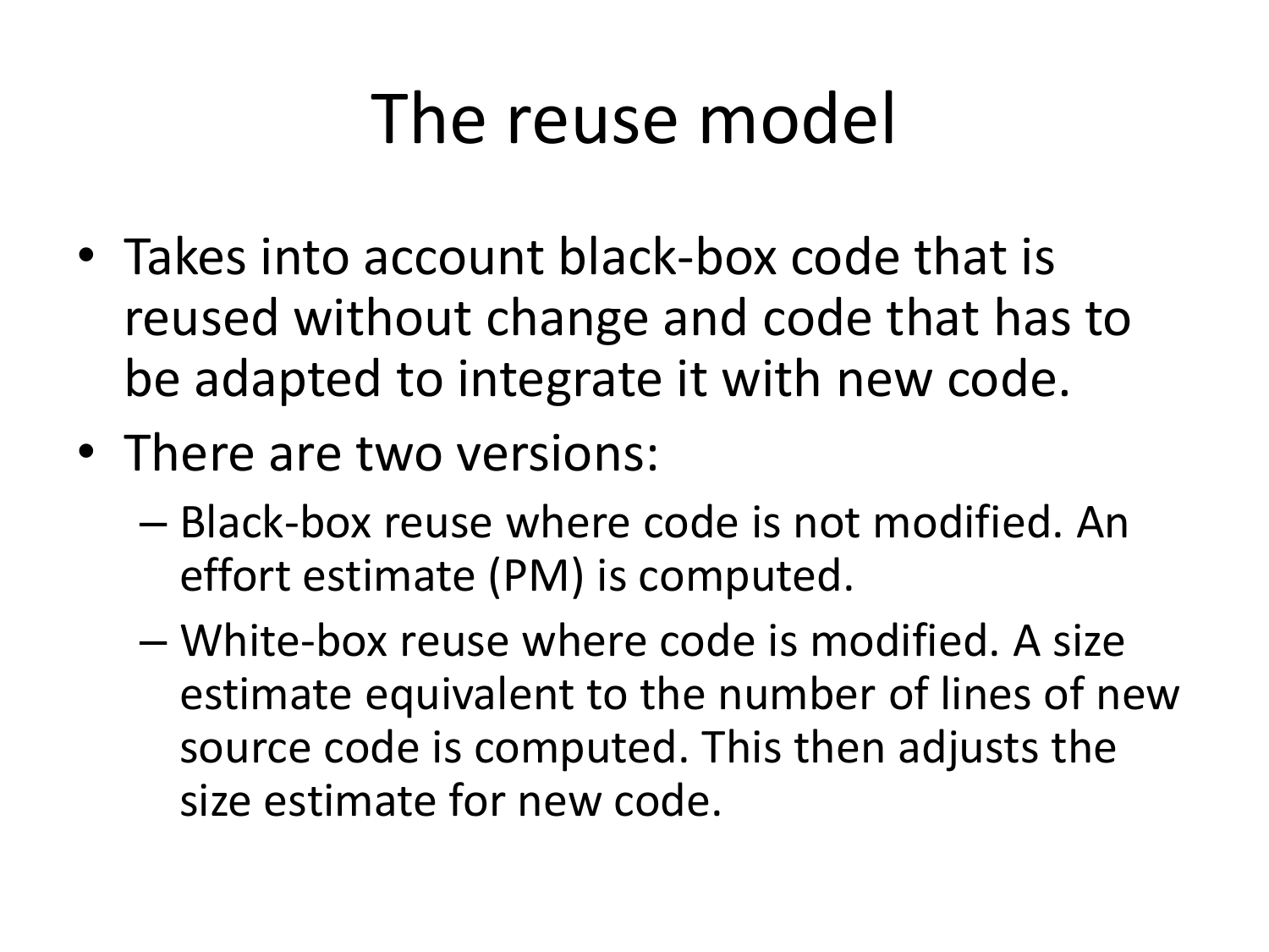# The reuse model

- Takes into account black-box code that is reused without change and code that has to be adapted to integrate it with new code.
- There are two versions:
  - Black-box reuse where code is not modified. An effort estimate (PM) is computed.
  - White-box reuse where code is modified. A size estimate equivalent to the number of lines of new source code is computed. This then adjusts the size estimate for new code.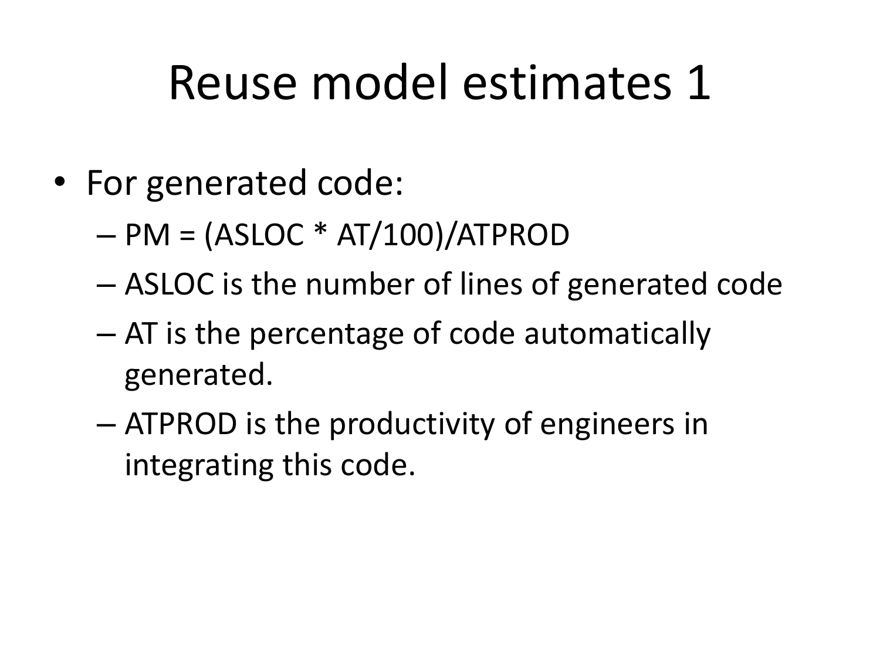# Reuse model estimates 1

- For generated code:
  - PM = (ASLOC * AT/100)/ATPROD
  - ASLOC is the number of lines of generated code
  - AT is the percentage of code automatically generated.
  - ATPROD is the productivity of engineers in integrating this code.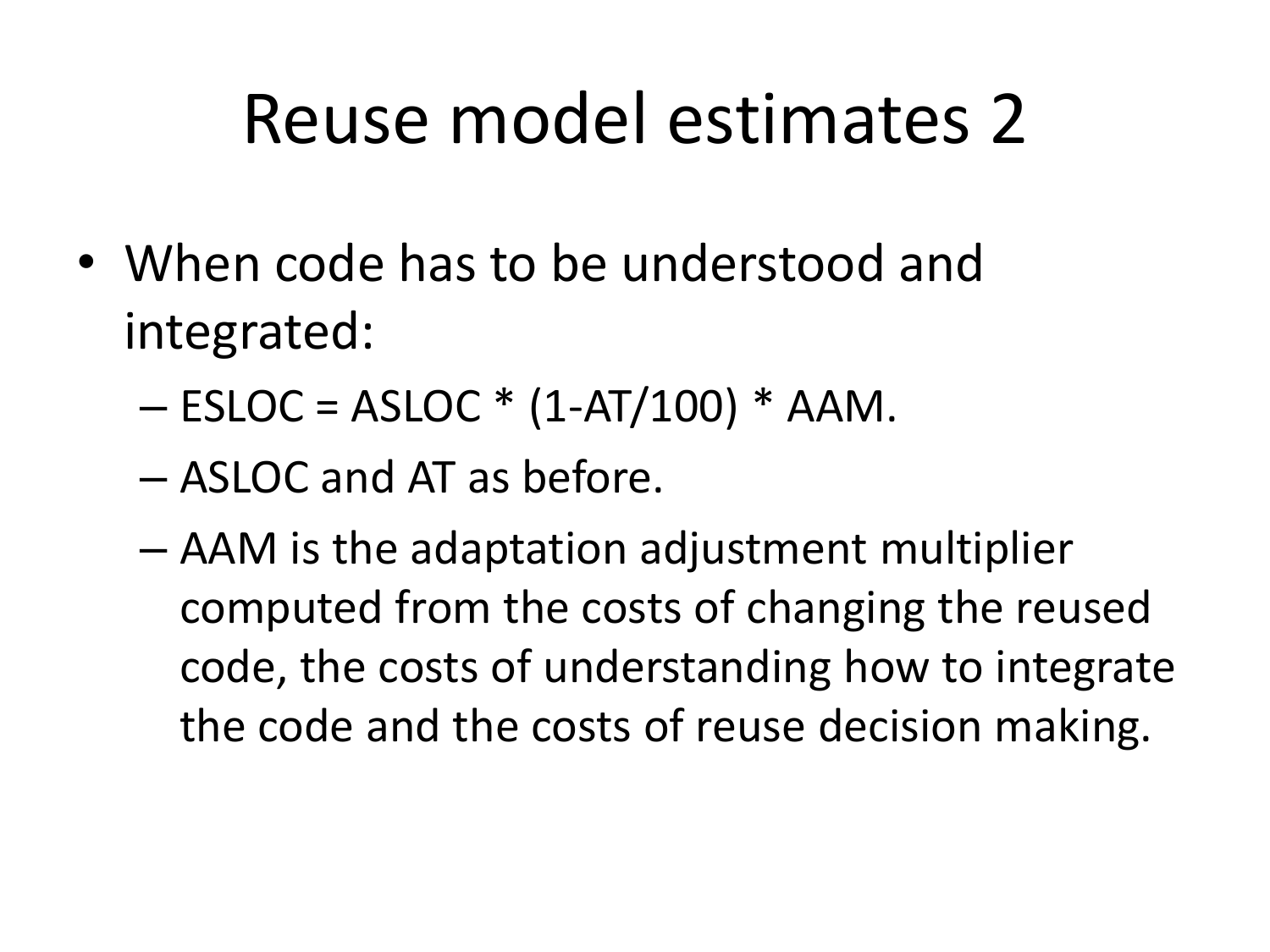# Reuse model estimates 2

- When code has to be understood and integrated:
  - ESLOC = ASLOC * (1-AT/100) * AAM.
  - ASLOC and AT as before.
  - AAM is the adaptation adjustment multiplier computed from the costs of changing the reused code, the costs of understanding how to integrate the code and the costs of reuse decision making.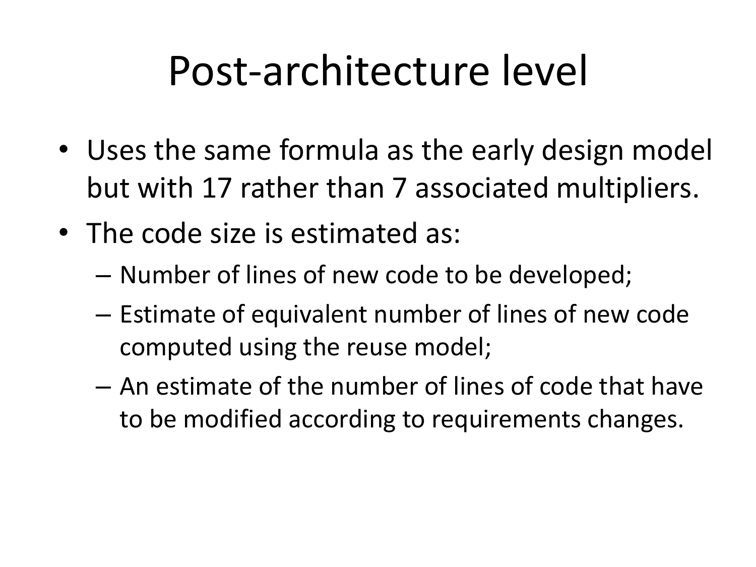# Post-architecture level

- Uses the same formula as the early design model but with 17 rather than 7 associated multipliers.
- The code size is estimated as:
  - Number of lines of new code to be developed;
  - Estimate of equivalent number of lines of new code computed using the reuse model;
  - An estimate of the number of lines of code that have to be modified according to requirements changes.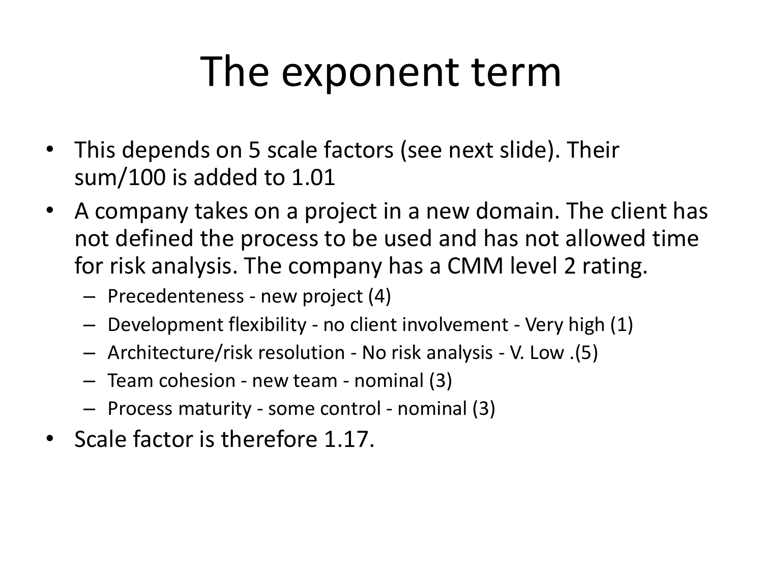# The exponent term

- This depends on 5 scale factors (see next slide). Their sum/100 is added to 1.01
- A company takes on a project in a new domain. The client has not defined the process to be used and has not allowed time for risk analysis. The company has a CMM level 2 rating.
  - Precedenteness - new project (4)
  - Development flexibility - no client involvement - Very high (1)
  - Architecture/risk resolution - No risk analysis - V. Low .(5)
  - Team cohesion - new team - nominal (3)
  - Process maturity - some control - nominal (3)
- Scale factor is therefore 1.17.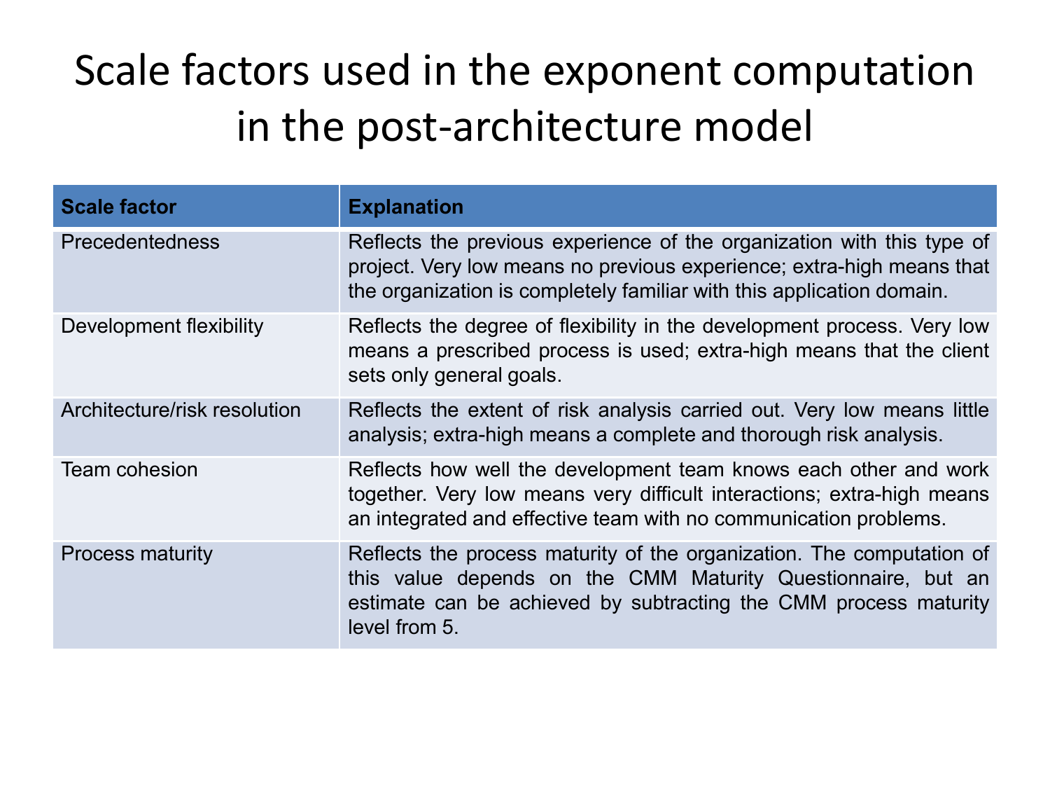# Scale factors used in the exponent computation in the post-architecture model

| Scale factor | Explanation |
|---|---|
| Precedentedness | Reflects the previous experience of the organization with this type of project. Very low means no previous experience; extra-high means that the organization is completely familiar with this application domain. |
| Development flexibility | Reflects the degree of flexibility in the development process. Very low means a prescribed process is used; extra-high means that the client sets only general goals. |
| Architecture/risk resolution | Reflects the extent of risk analysis carried out. Very low means little analysis; extra-high means a complete and thorough risk analysis. |
| Team cohesion | Reflects how well the development team knows each other and work together. Very low means very difficult interactions; extra-high means an integrated and effective team with no communication problems. |
| Process maturity | Reflects the process maturity of the organization. The computation of this value depends on the CMM Maturity Questionnaire, but an estimate can be achieved by subtracting the CMM process maturity level from 5. |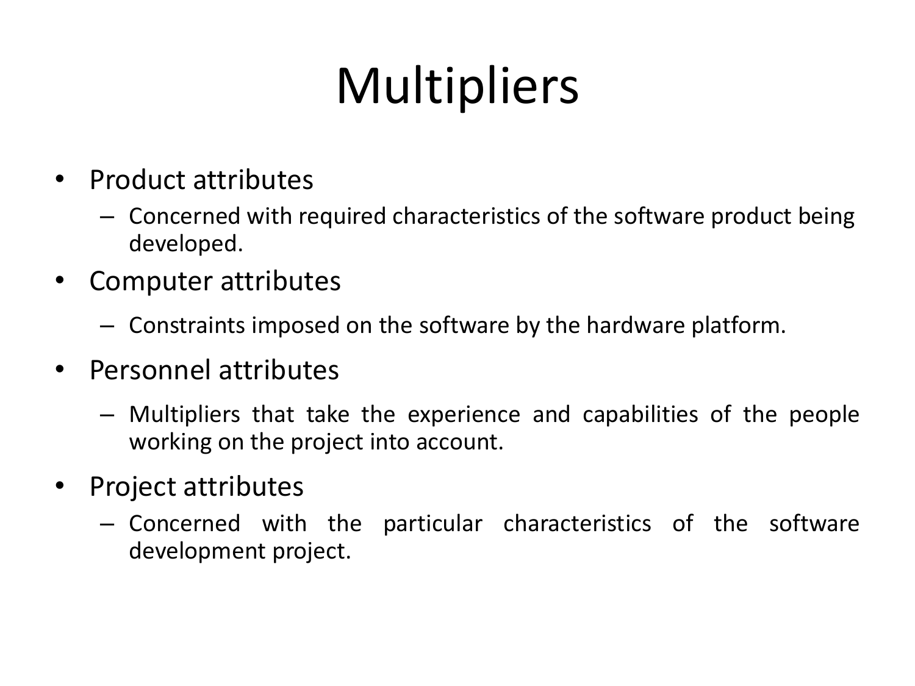# Multipliers

- Product attributes
  - Concerned with required characteristics of the software product being developed.
- Computer attributes
  - Constraints imposed on the software by the hardware platform.
- Personnel attributes
  - Multipliers that take the experience and capabilities of the people working on the project into account.
- Project attributes
  - Concerned with the particular characteristics of the software development project.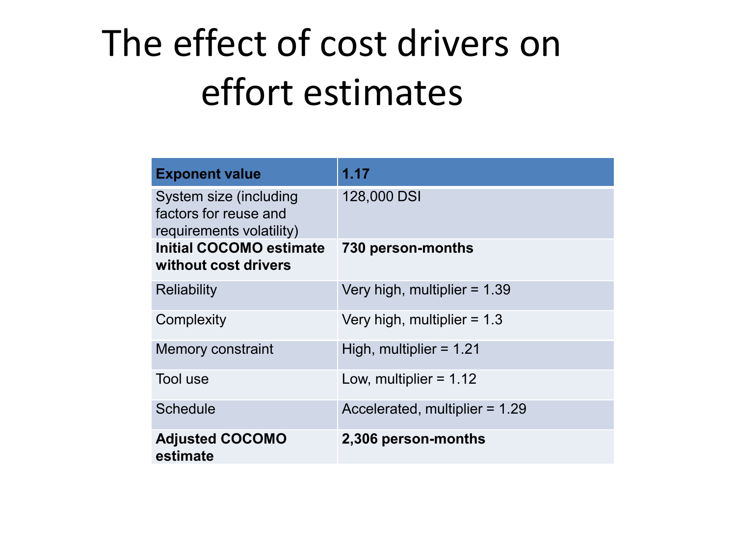# The effect of cost drivers on effort estimates

| **Exponent value** | **1.17** |
|---|---|
| System size (including factors for reuse and requirements volatility) | 128,000 DSI |
| **Initial COCOMO estimate without cost drivers** | **730 person-months** |
| Reliability | Very high, multiplier = 1.39 |
| Complexity | Very high, multiplier = 1.3 |
| Memory constraint | High, multiplier = 1.21 |
| Tool use | Low, multiplier = 1.12 |
| Schedule | Accelerated, multiplier = 1.29 |
| **Adjusted COCOMO estimate** | **2,306 person-months** |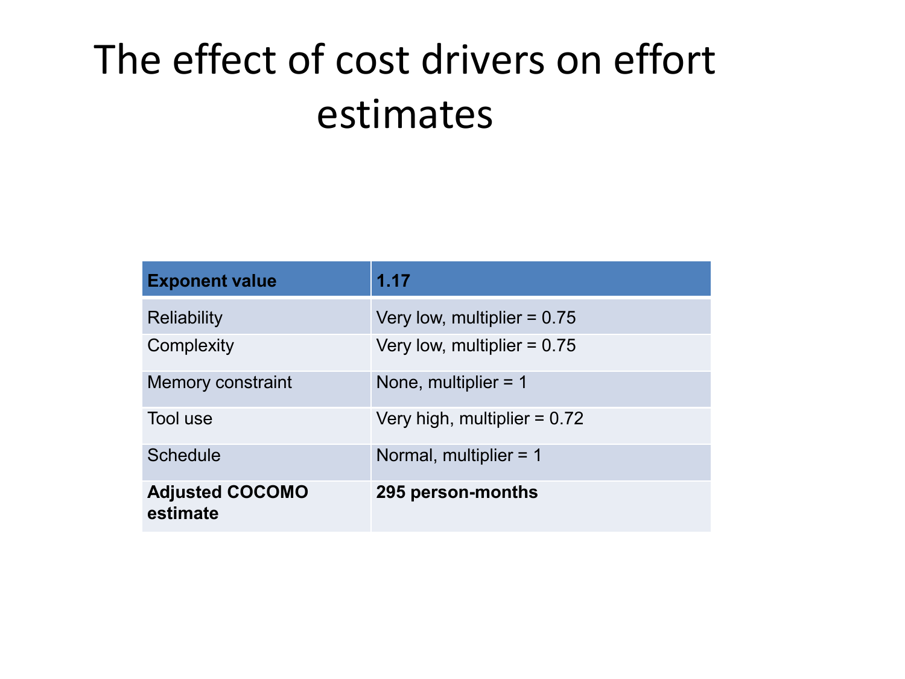# The effect of cost drivers on effort estimates

| **Exponent value** | **1.17** |
|---|---|
| Reliability | Very low, multiplier = 0.75 |
| Complexity | Very low, multiplier = 0.75 |
| Memory constraint | None, multiplier = 1 |
| Tool use | Very high, multiplier = 0.72 |
| Schedule | Normal, multiplier = 1 |
| **Adjusted COCOMO estimate** | **295 person-months** |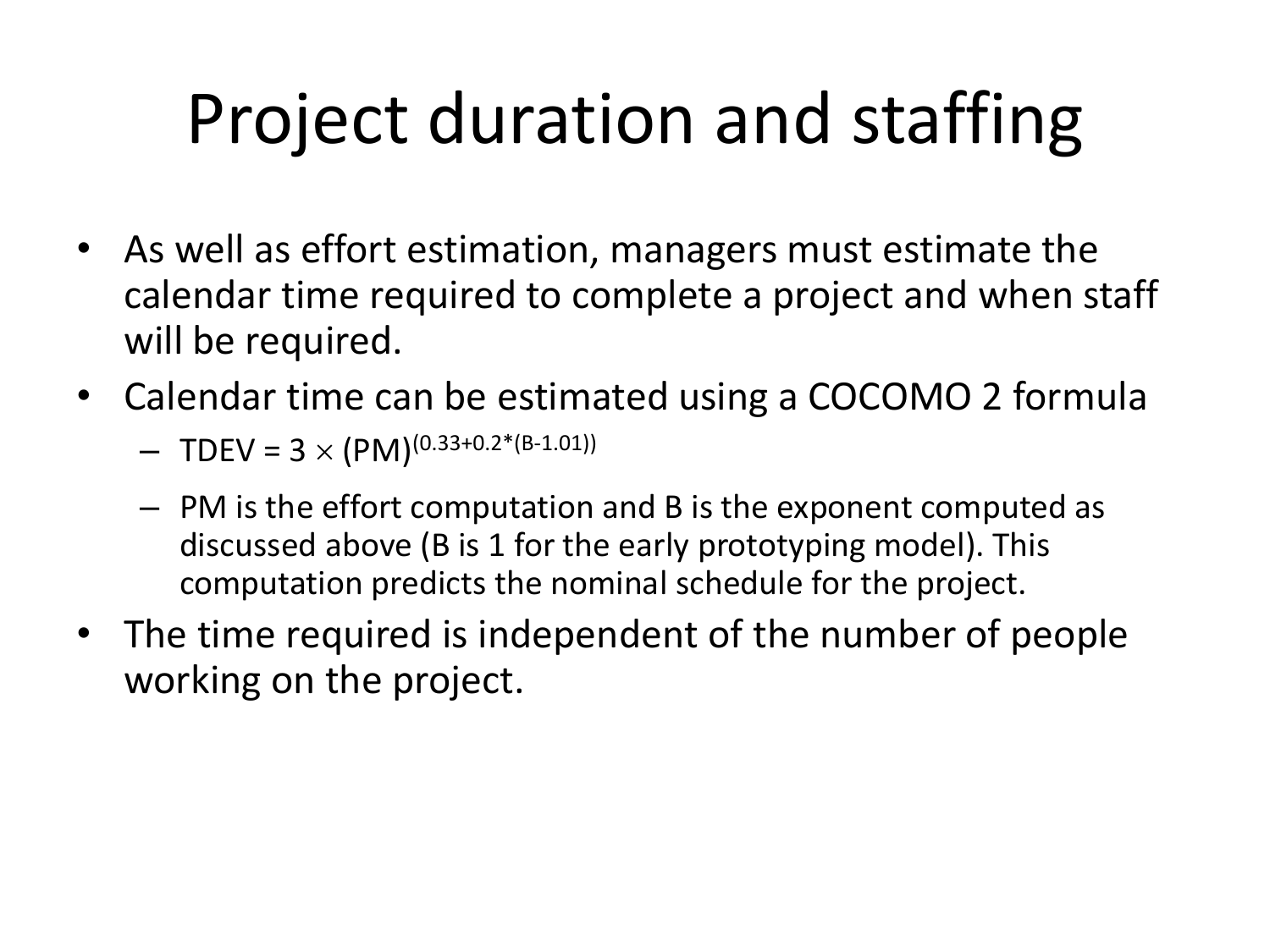# Project duration and staffing

- As well as effort estimation, managers must estimate the calendar time required to complete a project and when staff will be required.
- Calendar time can be estimated using a COCOMO 2 formula
  - $TDEV = 3 \times (PM)^{(0.33+0.2*(B-1.01))}$
  - PM is the effort computation and B is the exponent computed as discussed above (B is 1 for the early prototyping model). This computation predicts the nominal schedule for the project.
- The time required is independent of the number of people working on the project.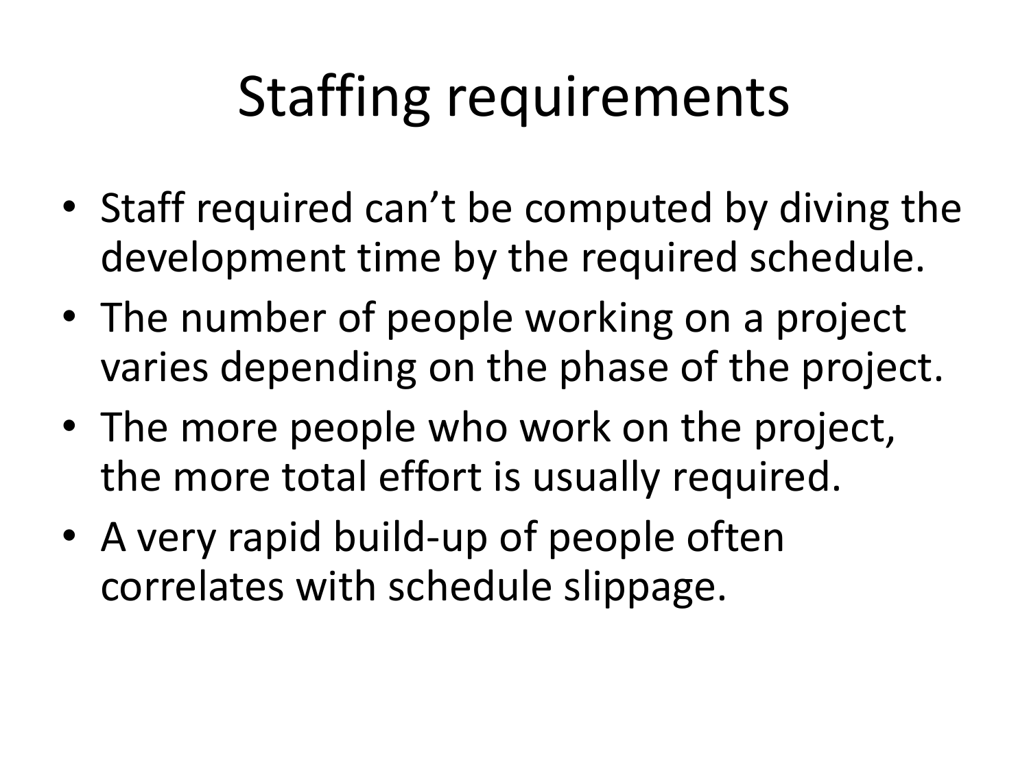# Staffing requirements

- Staff required can't be computed by diving the development time by the required schedule.
- The number of people working on a project varies depending on the phase of the project.
- The more people who work on the project, the more total effort is usually required.
- A very rapid build-up of people often correlates with schedule slippage.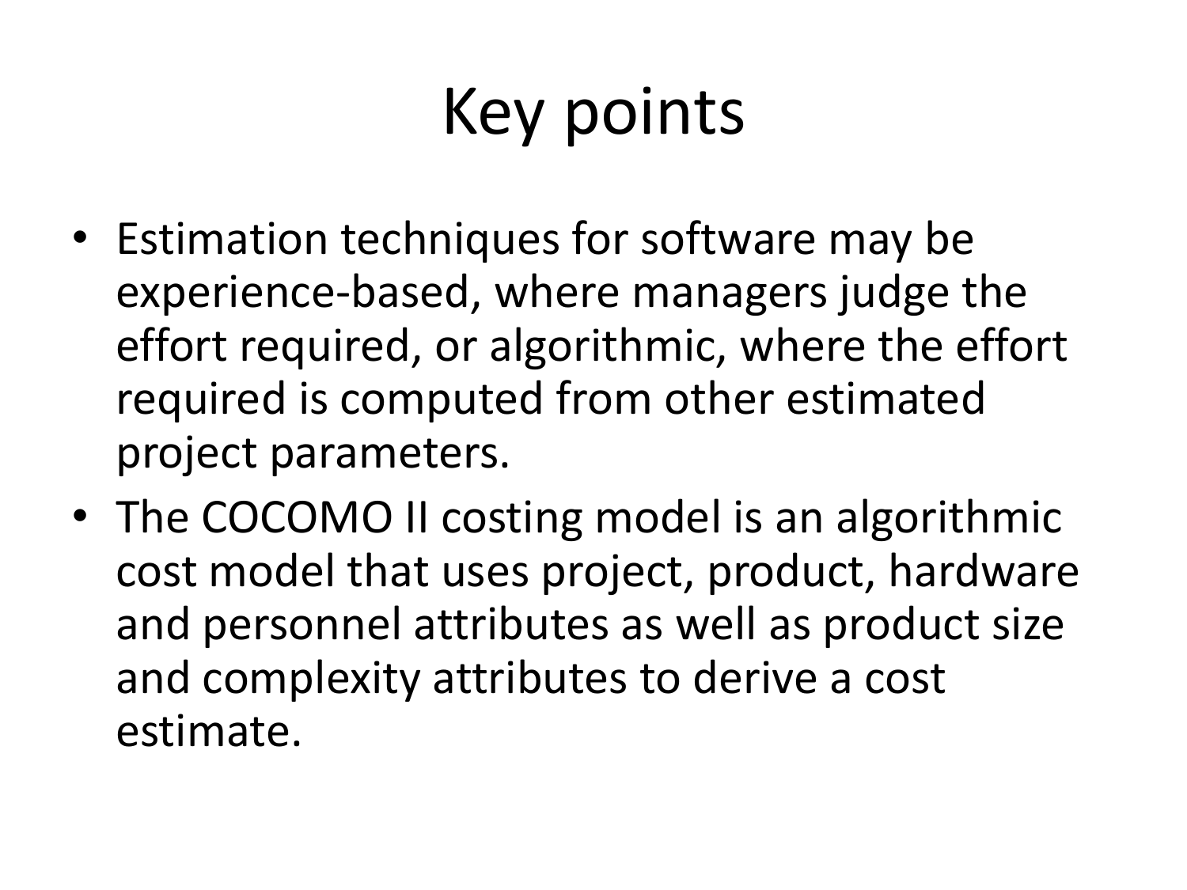# Key points

- Estimation techniques for software may be experience-based, where managers judge the effort required, or algorithmic, where the effort required is computed from other estimated project parameters.
- The COCOMO II costing model is an algorithmic cost model that uses project, product, hardware and personnel attributes as well as product size and complexity attributes to derive a cost estimate.